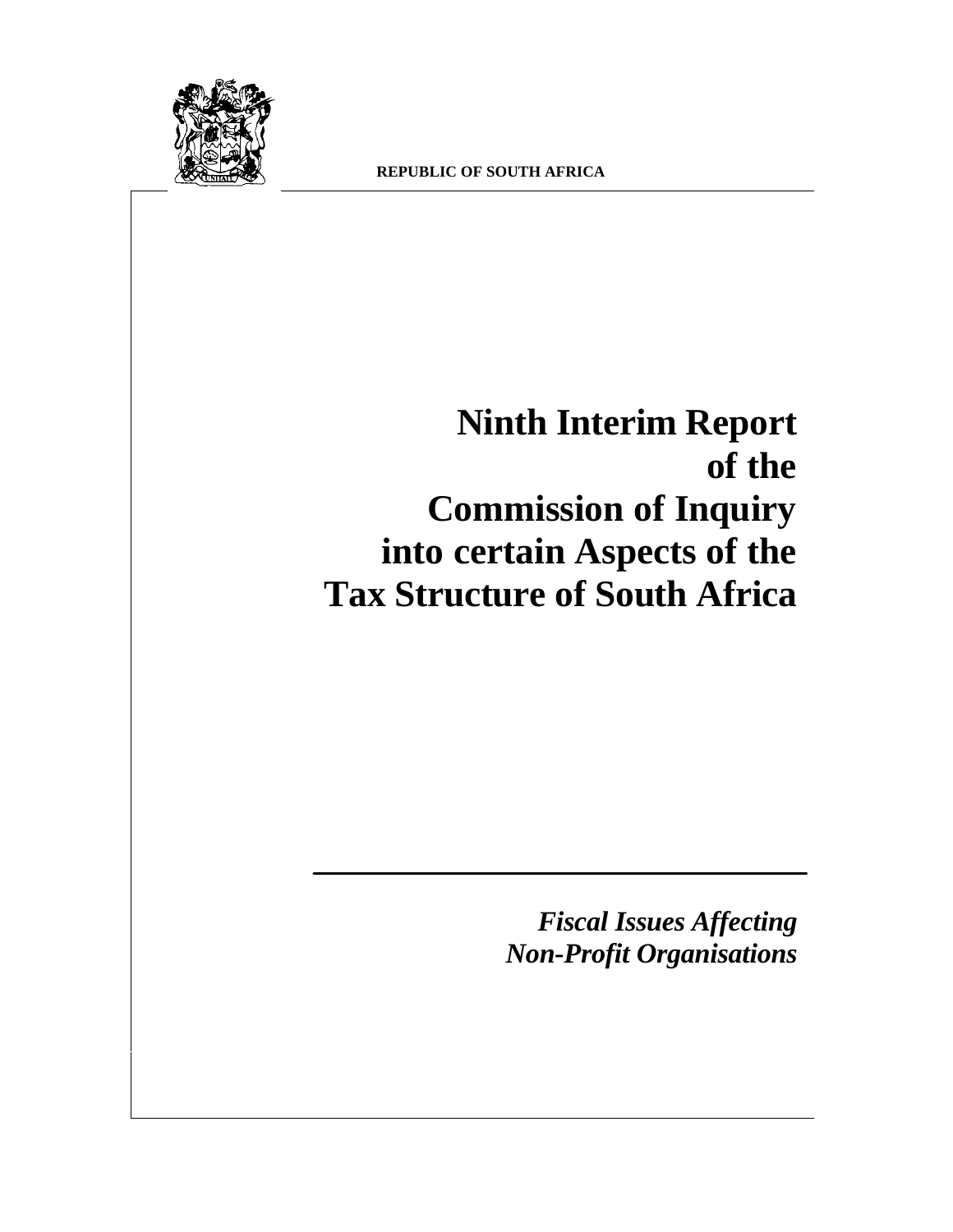REPUBLIC OF SOUTH AFRICA

# Ninth Interim Report of the Commission of Inquiry into certain Aspects of the Tax Structure of South Africa

***Fiscal Issues Affecting Non-Profit Organisations***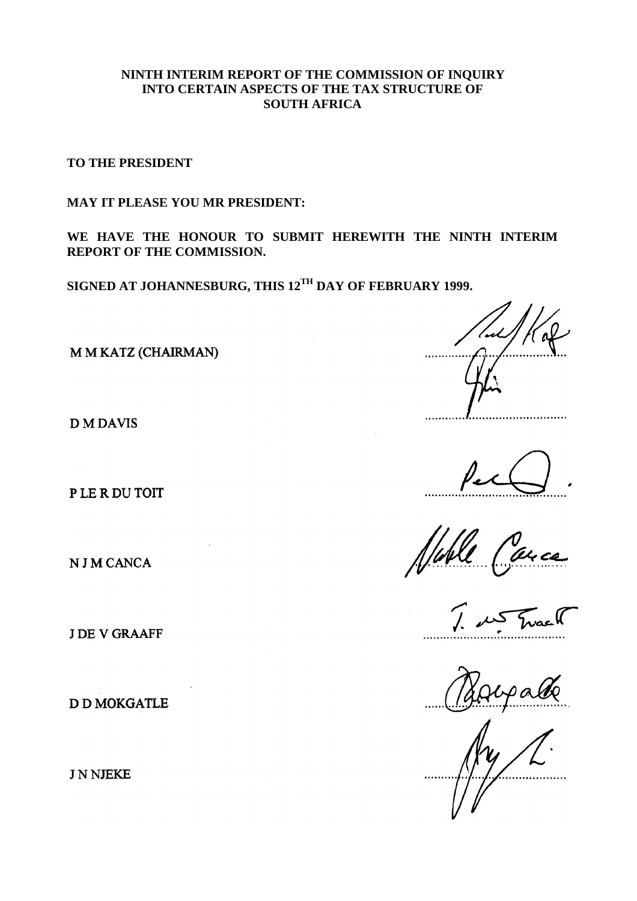**NINTH INTERIM REPORT OF THE COMMISSION OF INQUIRY INTO CERTAIN ASPECTS OF THE TAX STRUCTURE OF SOUTH AFRICA**

**TO THE PRESIDENT**

**MAY IT PLEASE YOU MR PRESIDENT:**

**WE HAVE THE HONOUR TO SUBMIT HEREWITH THE NINTH INTERIM REPORT OF THE COMMISSION.**

**SIGNED AT JOHANNESBURG, THIS 12TH DAY OF FEBRUARY 1999.**

M M KATZ (CHAIRMAN) ........................................

D M DAVIS ........................................

P LE R DU TOIT ........................................

N J M CANCA ........................................

J DE V GRAAFF ........................................

D D MOKGATLE ........................................

J N NJEKE ........................................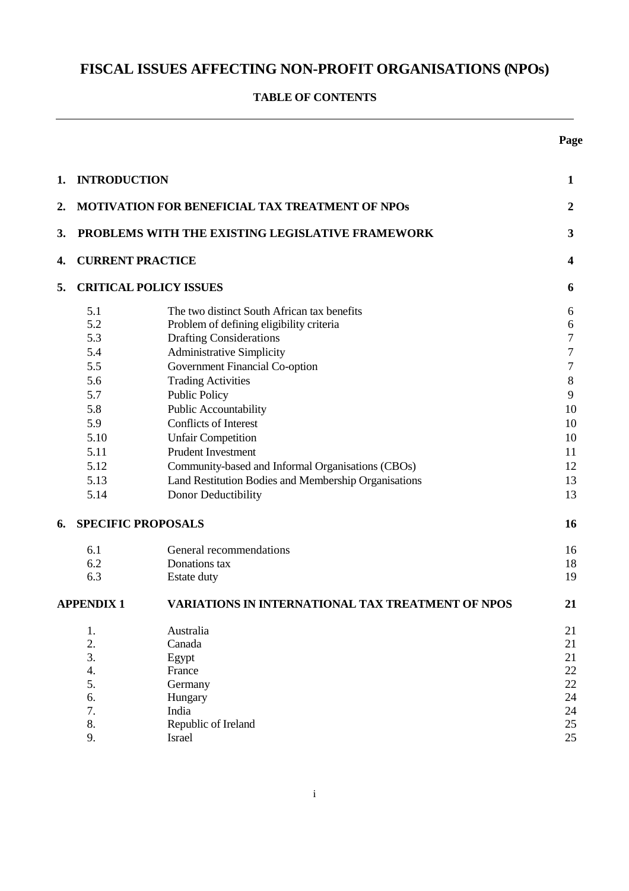# FISCAL ISSUES AFFECTING NON-PROFIT ORGANISATIONS (NPOs)

## TABLE OF CONTENTS

| | | Page |
|---|---|---|
| **1.** | **INTRODUCTION** | **1** |
| **2.** | **MOTIVATION FOR BENEFICIAL TAX TREATMENT OF NPOs** | **2** |
| **3.** | **PROBLEMS WITH THE EXISTING LEGISLATIVE FRAMEWORK** | **3** |
| **4.** | **CURRENT PRACTICE** | **4** |
| **5.** | **CRITICAL POLICY ISSUES** | **6** |
| 5.1 | The two distinct South African tax benefits | 6 |
| 5.2 | Problem of defining eligibility criteria | 6 |
| 5.3 | Drafting Considerations | 7 |
| 5.4 | Administrative Simplicity | 7 |
| 5.5 | Government Financial Co-option | 7 |
| 5.6 | Trading Activities | 8 |
| 5.7 | Public Policy | 9 |
| 5.8 | Public Accountability | 10 |
| 5.9 | Conflicts of Interest | 10 |
| 5.10 | Unfair Competition | 10 |
| 5.11 | Prudent Investment | 11 |
| 5.12 | Community-based and Informal Organisations (CBOs) | 12 |
| 5.13 | Land Restitution Bodies and Membership Organisations | 13 |
| 5.14 | Donor Deductibility | 13 |
| **6.** | **SPECIFIC PROPOSALS** | **16** |
| 6.1 | General recommendations | 16 |
| 6.2 | Donations tax | 18 |
| 6.3 | Estate duty | 19 |
| **APPENDIX 1** | **VARIATIONS IN INTERNATIONAL TAX TREATMENT OF NPOS** | **21** |
| 1. | Australia | 21 |
| 2. | Canada | 21 |
| 3. | Egypt | 21 |
| 4. | France | 22 |
| 5. | Germany | 22 |
| 6. | Hungary | 24 |
| 7. | India | 24 |
| 8. | Republic of Ireland | 25 |
| 9. | Israel | 25 |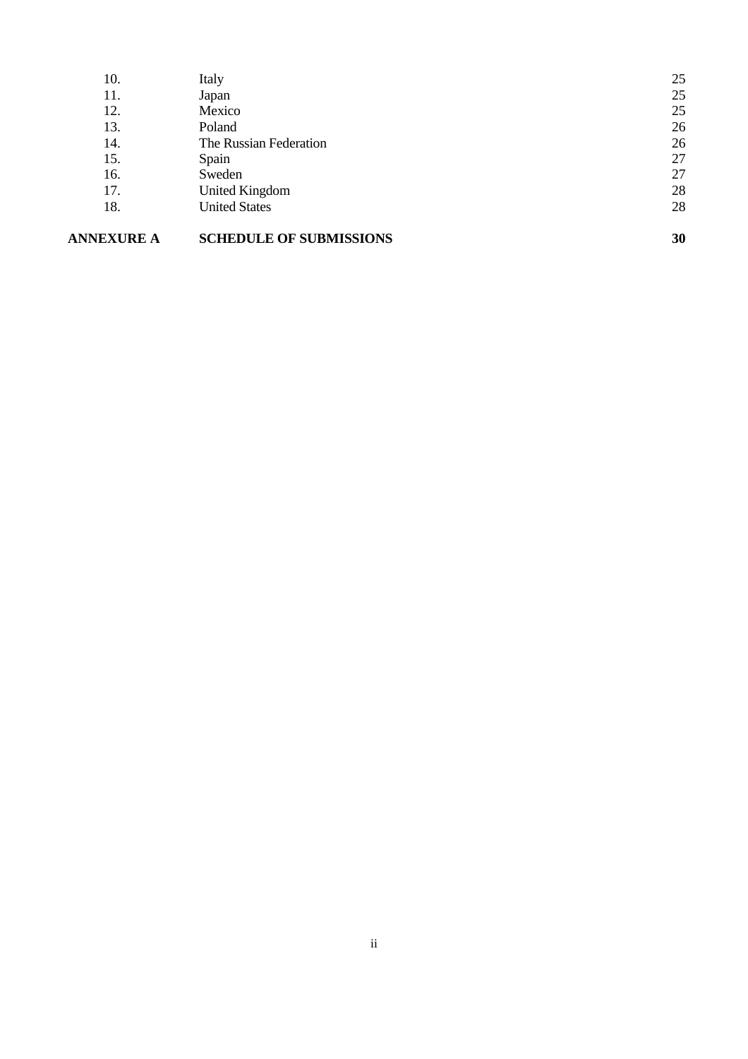| | | |
|---|---|---|
| 10. | Italy | 25 |
| 11. | Japan | 25 |
| 12. | Mexico | 25 |
| 13. | Poland | 26 |
| 14. | The Russian Federation | 26 |
| 15. | Spain | 27 |
| 16. | Sweden | 27 |
| 17. | United Kingdom | 28 |
| 18. | United States | 28 |
| **ANNEXURE A** | **SCHEDULE OF SUBMISSIONS** | **30** |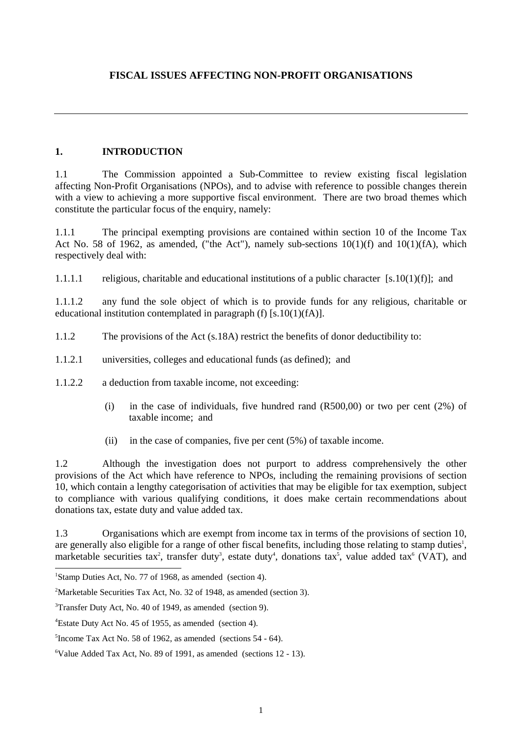## FISCAL ISSUES AFFECTING NON-PROFIT ORGANISATIONS

---

### 1. INTRODUCTION

1.1 The Commission appointed a Sub-Committee to review existing fiscal legislation affecting Non-Profit Organisations (NPOs), and to advise with reference to possible changes therein with a view to achieving a more supportive fiscal environment. There are two broad themes which constitute the particular focus of the enquiry, namely:

1.1.1 The principal exempting provisions are contained within section 10 of the Income Tax Act No. 58 of 1962, as amended, ("the Act"), namely sub-sections 10(1)(f) and 10(1)(fA), which respectively deal with:

1.1.1.1 religious, charitable and educational institutions of a public character [s.10(1)(f)]; and

1.1.1.2 any fund the sole object of which is to provide funds for any religious, charitable or educational institution contemplated in paragraph (f) [s.10(1)(fA)].

1.1.2 The provisions of the Act (s.18A) restrict the benefits of donor deductibility to:

1.1.2.1 universities, colleges and educational funds (as defined); and

1.1.2.2 a deduction from taxable income, not exceeding:

(i) in the case of individuals, five hundred rand (R500,00) or two per cent (2%) of taxable income; and

(ii) in the case of companies, five per cent (5%) of taxable income.

1.2 Although the investigation does not purport to address comprehensively the other provisions of the Act which have reference to NPOs, including the remaining provisions of section 10, which contain a lengthy categorisation of activities that may be eligible for tax exemption, subject to compliance with various qualifying conditions, it does make certain recommendations about donations tax, estate duty and value added tax.

1.3 Organisations which are exempt from income tax in terms of the provisions of section 10, are generally also eligible for a range of other fiscal benefits, including those relating to stamp duties[1], marketable securities tax[2], transfer duty[3], estate duty[4], donations tax[5], value added tax[6] (VAT), and

---

[1] Stamp Duties Act, No. 77 of 1968, as amended (section 4).

[2] Marketable Securities Tax Act, No. 32 of 1948, as amended (section 3).

[3] Transfer Duty Act, No. 40 of 1949, as amended (section 9).

[4] Estate Duty Act No. 45 of 1955, as amended (section 4).

[5] Income Tax Act No. 58 of 1962, as amended (sections 54 - 64).

[6] Value Added Tax Act, No. 89 of 1991, as amended (sections 12 - 13).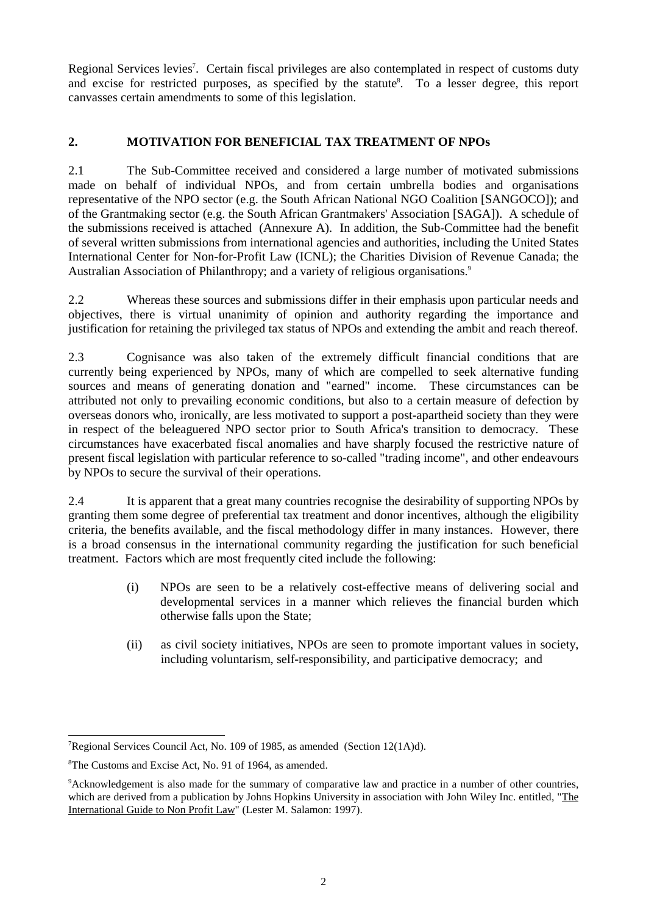Regional Services levies[7]. Certain fiscal privileges are also contemplated in respect of customs duty and excise for restricted purposes, as specified by the statute[8]. To a lesser degree, this report canvasses certain amendments to some of this legislation.

## 2. MOTIVATION FOR BENEFICIAL TAX TREATMENT OF NPOs

2.1 The Sub-Committee received and considered a large number of motivated submissions made on behalf of individual NPOs, and from certain umbrella bodies and organisations representative of the NPO sector (e.g. the South African National NGO Coalition [SANGOCO]); and of the Grantmaking sector (e.g. the South African Grantmakers' Association [SAGA]). A schedule of the submissions received is attached (Annexure A). In addition, the Sub-Committee had the benefit of several written submissions from international agencies and authorities, including the United States International Center for Non-for-Profit Law (ICNL); the Charities Division of Revenue Canada; the Australian Association of Philanthropy; and a variety of religious organisations.[9]

2.2 Whereas these sources and submissions differ in their emphasis upon particular needs and objectives, there is virtual unanimity of opinion and authority regarding the importance and justification for retaining the privileged tax status of NPOs and extending the ambit and reach thereof.

2.3 Cognisance was also taken of the extremely difficult financial conditions that are currently being experienced by NPOs, many of which are compelled to seek alternative funding sources and means of generating donation and "earned" income. These circumstances can be attributed not only to prevailing economic conditions, but also to a certain measure of defection by overseas donors who, ironically, are less motivated to support a post-apartheid society than they were in respect of the beleaguered NPO sector prior to South Africa's transition to democracy. These circumstances have exacerbated fiscal anomalies and have sharply focused the restrictive nature of present fiscal legislation with particular reference to so-called "trading income", and other endeavours by NPOs to secure the survival of their operations.

2.4 It is apparent that a great many countries recognise the desirability of supporting NPOs by granting them some degree of preferential tax treatment and donor incentives, although the eligibility criteria, the benefits available, and the fiscal methodology differ in many instances. However, there is a broad consensus in the international community regarding the justification for such beneficial treatment. Factors which are most frequently cited include the following:

- (i) NPOs are seen to be a relatively cost-effective means of delivering social and developmental services in a manner which relieves the financial burden which otherwise falls upon the State;
- (ii) as civil society initiatives, NPOs are seen to promote important values in society, including voluntarism, self-responsibility, and participative democracy; and

---

[7] Regional Services Council Act, No. 109 of 1985, as amended (Section 12(1A)d).

[8] The Customs and Excise Act, No. 91 of 1964, as amended.

[9] Acknowledgement is also made for the summary of comparative law and practice in a number of other countries, which are derived from a publication by Johns Hopkins University in association with John Wiley Inc. entitled, "The International Guide to Non Profit Law" (Lester M. Salamon: 1997).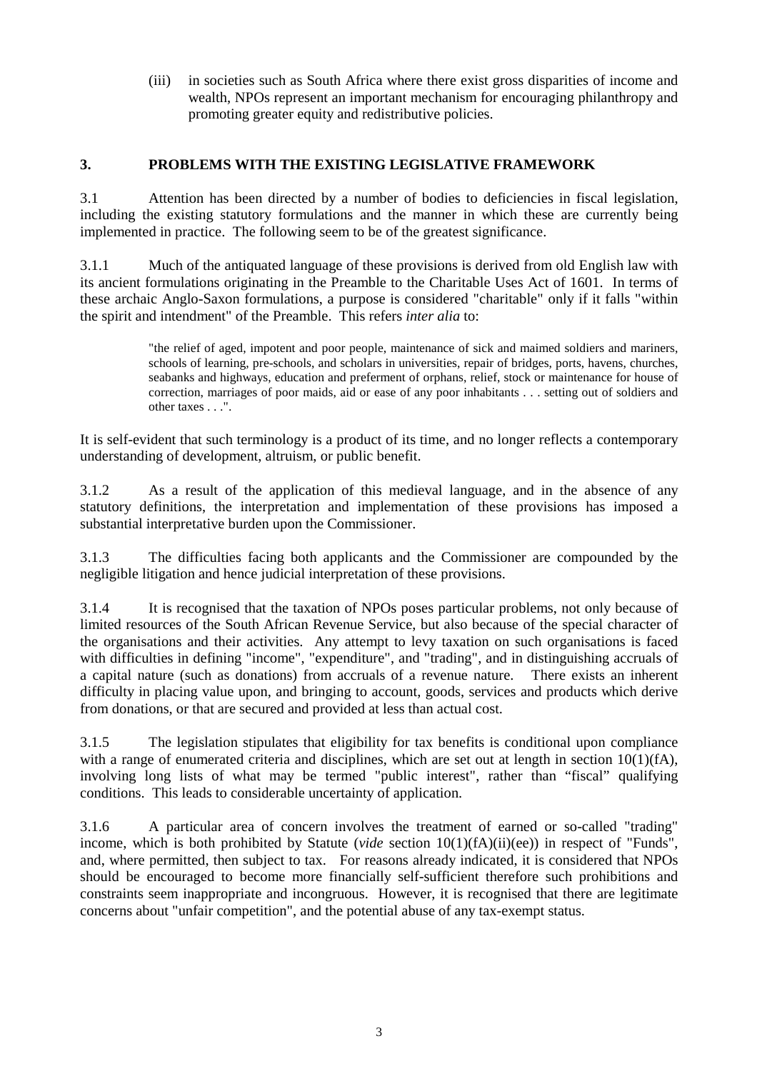(iii) in societies such as South Africa where there exist gross disparities of income and wealth, NPOs represent an important mechanism for encouraging philanthropy and promoting greater equity and redistributive policies.

## 3. PROBLEMS WITH THE EXISTING LEGISLATIVE FRAMEWORK

3.1 Attention has been directed by a number of bodies to deficiencies in fiscal legislation, including the existing statutory formulations and the manner in which these are currently being implemented in practice. The following seem to be of the greatest significance.

3.1.1 Much of the antiquated language of these provisions is derived from old English law with its ancient formulations originating in the Preamble to the Charitable Uses Act of 1601. In terms of these archaic Anglo-Saxon formulations, a purpose is considered "charitable" only if it falls "within the spirit and intendment" of the Preamble. This refers *inter alia* to:

> "the relief of aged, impotent and poor people, maintenance of sick and maimed soldiers and mariners, schools of learning, pre-schools, and scholars in universities, repair of bridges, ports, havens, churches, seabanks and highways, education and preferment of orphans, relief, stock or maintenance for house of correction, marriages of poor maids, aid or ease of any poor inhabitants . . . setting out of soldiers and other taxes . . .".

It is self-evident that such terminology is a product of its time, and no longer reflects a contemporary understanding of development, altruism, or public benefit.

3.1.2 As a result of the application of this medieval language, and in the absence of any statutory definitions, the interpretation and implementation of these provisions has imposed a substantial interpretative burden upon the Commissioner.

3.1.3 The difficulties facing both applicants and the Commissioner are compounded by the negligible litigation and hence judicial interpretation of these provisions.

3.1.4 It is recognised that the taxation of NPOs poses particular problems, not only because of limited resources of the South African Revenue Service, but also because of the special character of the organisations and their activities. Any attempt to levy taxation on such organisations is faced with difficulties in defining "income", "expenditure", and "trading", and in distinguishing accruals of a capital nature (such as donations) from accruals of a revenue nature. There exists an inherent difficulty in placing value upon, and bringing to account, goods, services and products which derive from donations, or that are secured and provided at less than actual cost.

3.1.5 The legislation stipulates that eligibility for tax benefits is conditional upon compliance with a range of enumerated criteria and disciplines, which are set out at length in section 10(1)(fA), involving long lists of what may be termed "public interest", rather than "fiscal" qualifying conditions. This leads to considerable uncertainty of application.

3.1.6 A particular area of concern involves the treatment of earned or so-called "trading" income, which is both prohibited by Statute (*vide* section 10(1)(fA)(ii)(ee)) in respect of "Funds", and, where permitted, then subject to tax. For reasons already indicated, it is considered that NPOs should be encouraged to become more financially self-sufficient therefore such prohibitions and constraints seem inappropriate and incongruous. However, it is recognised that there are legitimate concerns about "unfair competition", and the potential abuse of any tax-exempt status.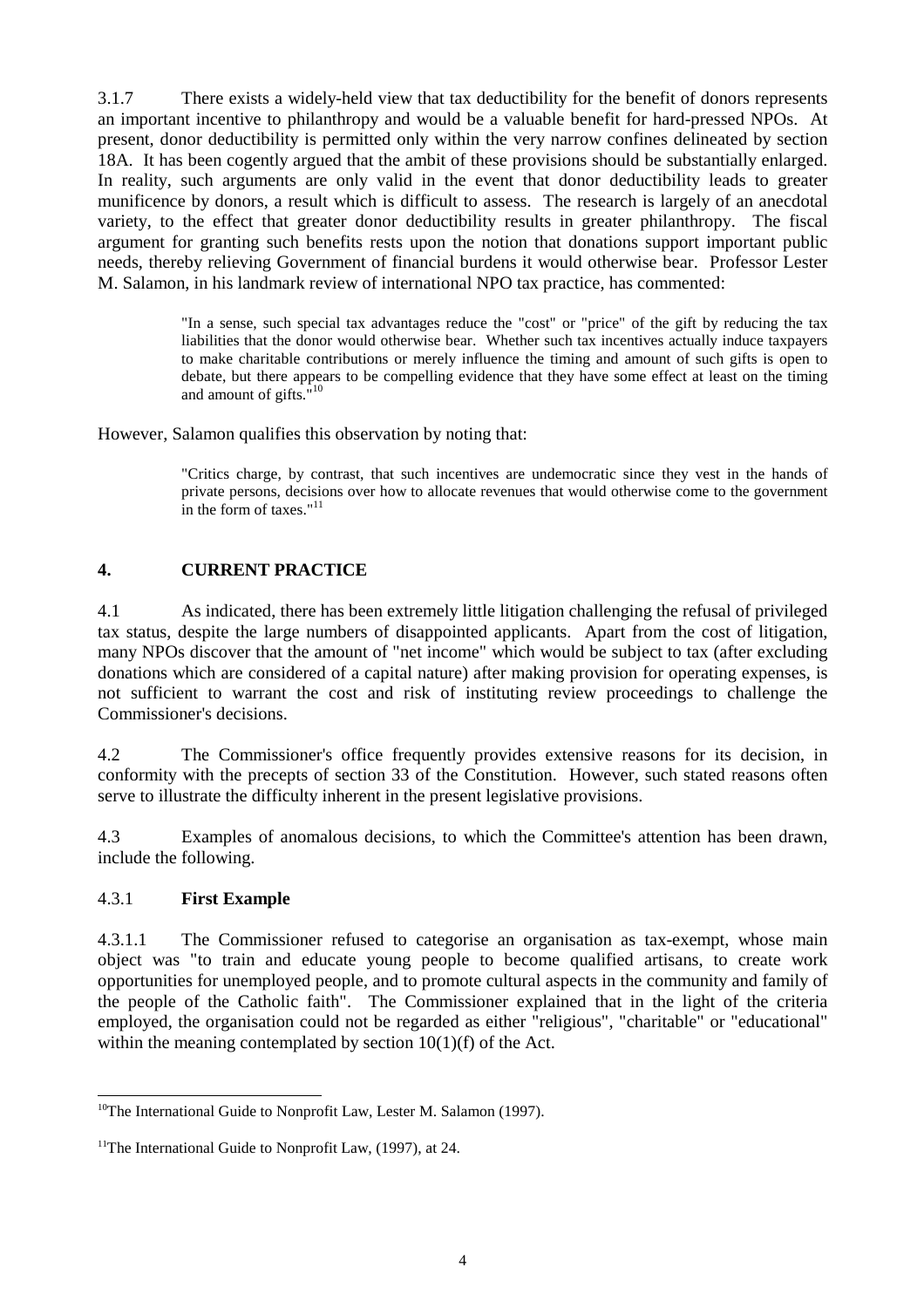3.1.7 There exists a widely-held view that tax deductibility for the benefit of donors represents an important incentive to philanthropy and would be a valuable benefit for hard-pressed NPOs. At present, donor deductibility is permitted only within the very narrow confines delineated by section 18A. It has been cogently argued that the ambit of these provisions should be substantially enlarged. In reality, such arguments are only valid in the event that donor deductibility leads to greater munificence by donors, a result which is difficult to assess. The research is largely of an anecdotal variety, to the effect that greater donor deductibility results in greater philanthropy. The fiscal argument for granting such benefits rests upon the notion that donations support important public needs, thereby relieving Government of financial burdens it would otherwise bear. Professor Lester M. Salamon, in his landmark review of international NPO tax practice, has commented:

> "In a sense, such special tax advantages reduce the "cost" or "price" of the gift by reducing the tax liabilities that the donor would otherwise bear. Whether such tax incentives actually induce taxpayers to make charitable contributions or merely influence the timing and amount of such gifts is open to debate, but there appears to be compelling evidence that they have some effect at least on the timing and amount of gifts."[10]

However, Salamon qualifies this observation by noting that:

> "Critics charge, by contrast, that such incentives are undemocratic since they vest in the hands of private persons, decisions over how to allocate revenues that would otherwise come to the government in the form of taxes."[11]

## 4. CURRENT PRACTICE

4.1 As indicated, there has been extremely little litigation challenging the refusal of privileged tax status, despite the large numbers of disappointed applicants. Apart from the cost of litigation, many NPOs discover that the amount of "net income" which would be subject to tax (after excluding donations which are considered of a capital nature) after making provision for operating expenses, is not sufficient to warrant the cost and risk of instituting review proceedings to challenge the Commissioner's decisions.

4.2 The Commissioner's office frequently provides extensive reasons for its decision, in conformity with the precepts of section 33 of the Constitution. However, such stated reasons often serve to illustrate the difficulty inherent in the present legislative provisions.

4.3 Examples of anomalous decisions, to which the Committee's attention has been drawn, include the following.

### 4.3.1 **First Example**

4.3.1.1 The Commissioner refused to categorise an organisation as tax-exempt, whose main object was "to train and educate young people to become qualified artisans, to create work opportunities for unemployed people, and to promote cultural aspects in the community and family of the people of the Catholic faith". The Commissioner explained that in the light of the criteria employed, the organisation could not be regarded as either "religious", "charitable" or "educational" within the meaning contemplated by section 10(1)(f) of the Act.

---

[10] The International Guide to Nonprofit Law, Lester M. Salamon (1997).

[11] The International Guide to Nonprofit Law, (1997), at 24.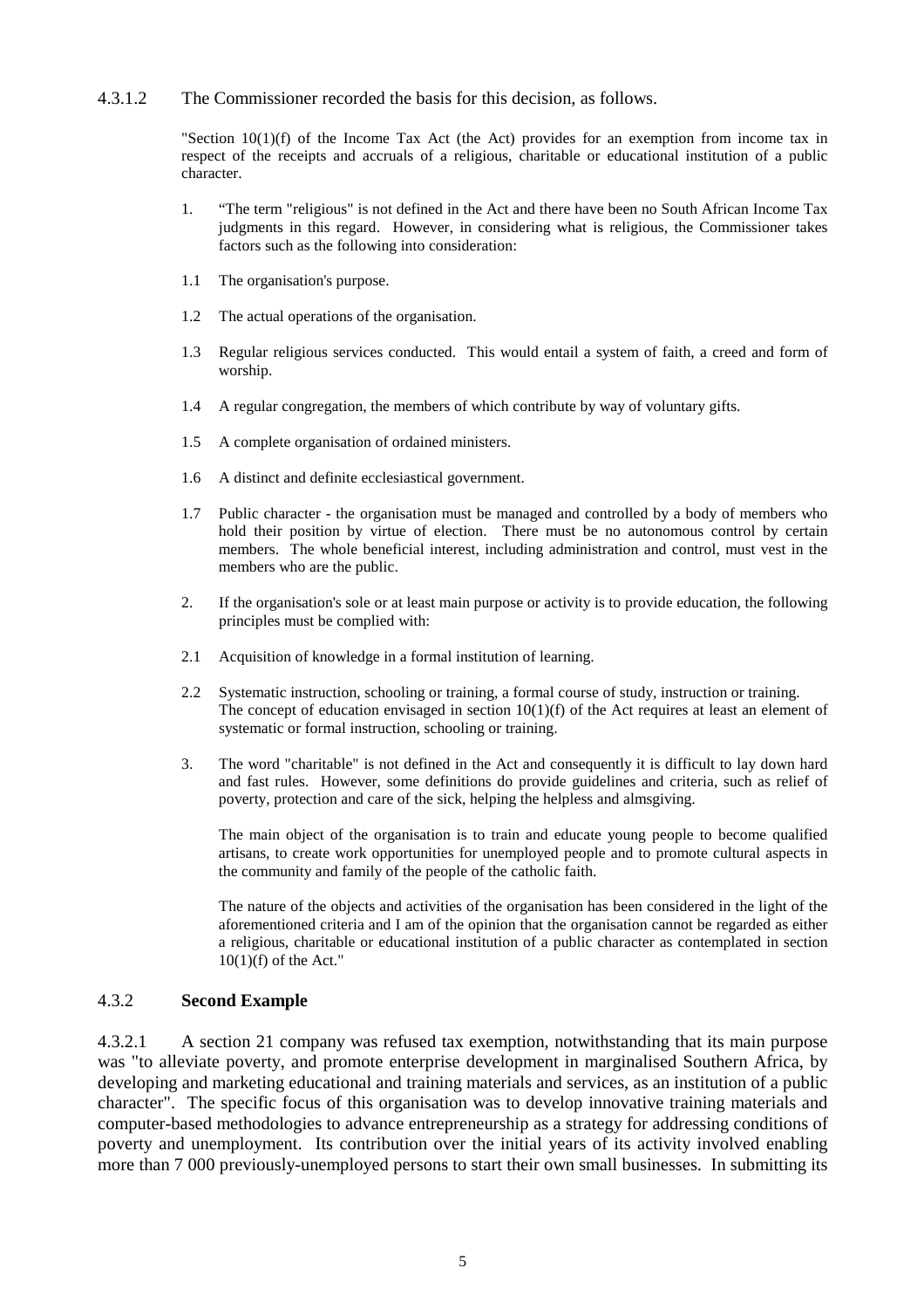4.3.1.2 The Commissioner recorded the basis for this decision, as follows.

"Section 10(1)(f) of the Income Tax Act (the Act) provides for an exemption from income tax in respect of the receipts and accruals of a religious, charitable or educational institution of a public character.

1. "The term "religious" is not defined in the Act and there have been no South African Income Tax judgments in this regard. However, in considering what is religious, the Commissioner takes factors such as the following into consideration:

1.1 The organisation's purpose.

1.2 The actual operations of the organisation.

1.3 Regular religious services conducted. This would entail a system of faith, a creed and form of worship.

1.4 A regular congregation, the members of which contribute by way of voluntary gifts.

1.5 A complete organisation of ordained ministers.

1.6 A distinct and definite ecclesiastical government.

1.7 Public character - the organisation must be managed and controlled by a body of members who hold their position by virtue of election. There must be no autonomous control by certain members. The whole beneficial interest, including administration and control, must vest in the members who are the public.

2. If the organisation's sole or at least main purpose or activity is to provide education, the following principles must be complied with:

2.1 Acquisition of knowledge in a formal institution of learning.

2.2 Systematic instruction, schooling or training, a formal course of study, instruction or training. The concept of education envisaged in section 10(1)(f) of the Act requires at least an element of systematic or formal instruction, schooling or training.

3. The word "charitable" is not defined in the Act and consequently it is difficult to lay down hard and fast rules. However, some definitions do provide guidelines and criteria, such as relief of poverty, protection and care of the sick, helping the helpless and almsgiving.

The main object of the organisation is to train and educate young people to become qualified artisans, to create work opportunities for unemployed people and to promote cultural aspects in the community and family of the people of the catholic faith.

The nature of the objects and activities of the organisation has been considered in the light of the aforementioned criteria and I am of the opinion that the organisation cannot be regarded as either a religious, charitable or educational institution of a public character as contemplated in section 10(1)(f) of the Act."

### 4.3.2 **Second Example**

4.3.2.1 A section 21 company was refused tax exemption, notwithstanding that its main purpose was "to alleviate poverty, and promote enterprise development in marginalised Southern Africa, by developing and marketing educational and training materials and services, as an institution of a public character". The specific focus of this organisation was to develop innovative training materials and computer-based methodologies to advance entrepreneurship as a strategy for addressing conditions of poverty and unemployment. Its contribution over the initial years of its activity involved enabling more than 7 000 previously-unemployed persons to start their own small businesses. In submitting its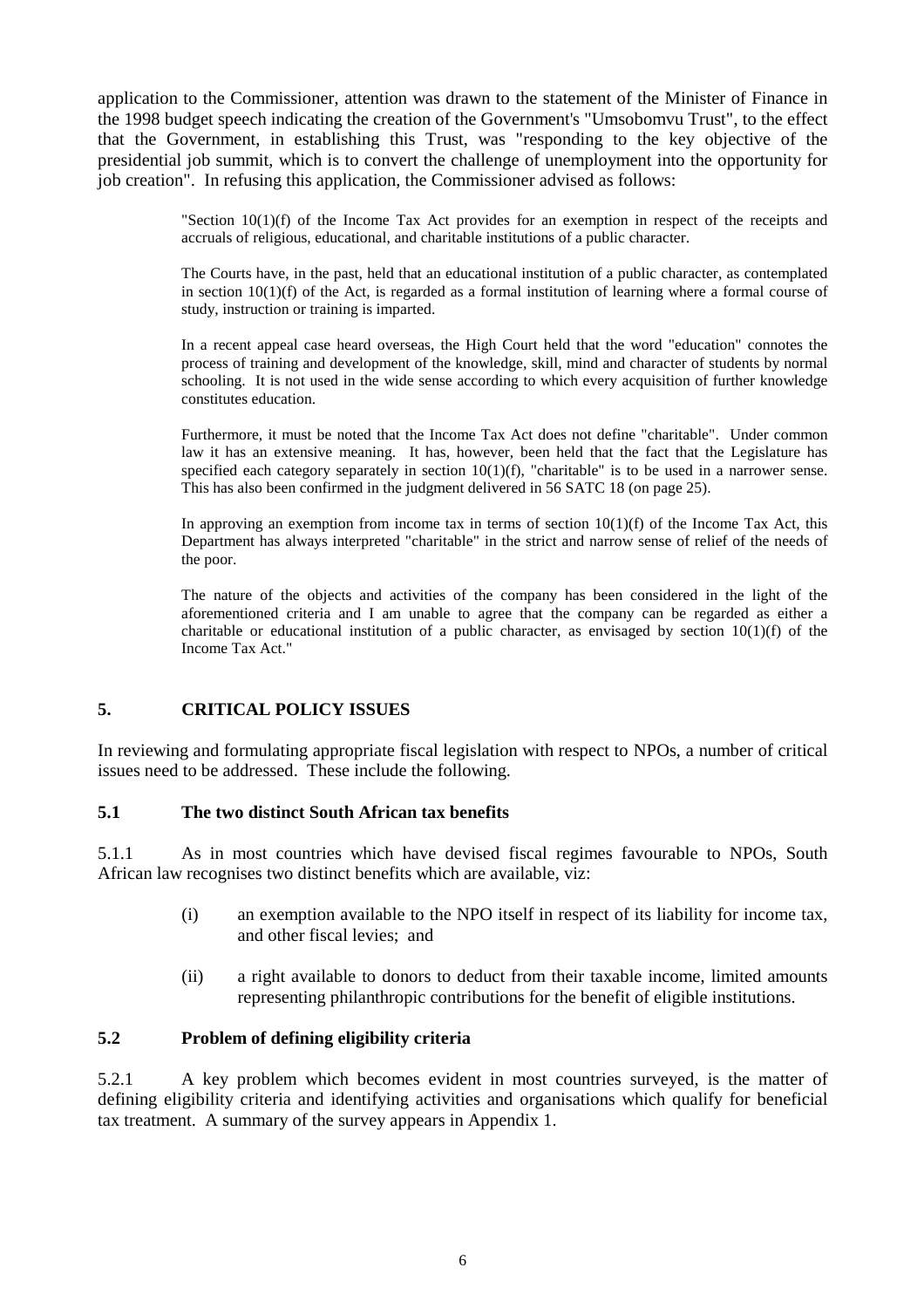application to the Commissioner, attention was drawn to the statement of the Minister of Finance in the 1998 budget speech indicating the creation of the Government's "Umsobomvu Trust", to the effect that the Government, in establishing this Trust, was "responding to the key objective of the presidential job summit, which is to convert the challenge of unemployment into the opportunity for job creation". In refusing this application, the Commissioner advised as follows:

> "Section 10(1)(f) of the Income Tax Act provides for an exemption in respect of the receipts and accruals of religious, educational, and charitable institutions of a public character.
>
> The Courts have, in the past, held that an educational institution of a public character, as contemplated in section 10(1)(f) of the Act, is regarded as a formal institution of learning where a formal course of study, instruction or training is imparted.
>
> In a recent appeal case heard overseas, the High Court held that the word "education" connotes the process of training and development of the knowledge, skill, mind and character of students by normal schooling. It is not used in the wide sense according to which every acquisition of further knowledge constitutes education.
>
> Furthermore, it must be noted that the Income Tax Act does not define "charitable". Under common law it has an extensive meaning. It has, however, been held that the fact that the Legislature has specified each category separately in section 10(1)(f), "charitable" is to be used in a narrower sense. This has also been confirmed in the judgment delivered in 56 SATC 18 (on page 25).
>
> In approving an exemption from income tax in terms of section 10(1)(f) of the Income Tax Act, this Department has always interpreted "charitable" in the strict and narrow sense of relief of the needs of the poor.
>
> The nature of the objects and activities of the company has been considered in the light of the aforementioned criteria and I am unable to agree that the company can be regarded as either a charitable or educational institution of a public character, as envisaged by section 10(1)(f) of the Income Tax Act."

## 5. CRITICAL POLICY ISSUES

In reviewing and formulating appropriate fiscal legislation with respect to NPOs, a number of critical issues need to be addressed. These include the following.

### 5.1 The two distinct South African tax benefits

5.1.1 As in most countries which have devised fiscal regimes favourable to NPOs, South African law recognises two distinct benefits which are available, viz:

(i) an exemption available to the NPO itself in respect of its liability for income tax, and other fiscal levies; and

(ii) a right available to donors to deduct from their taxable income, limited amounts representing philanthropic contributions for the benefit of eligible institutions.

### 5.2 Problem of defining eligibility criteria

5.2.1 A key problem which becomes evident in most countries surveyed, is the matter of defining eligibility criteria and identifying activities and organisations which qualify for beneficial tax treatment. A summary of the survey appears in Appendix 1.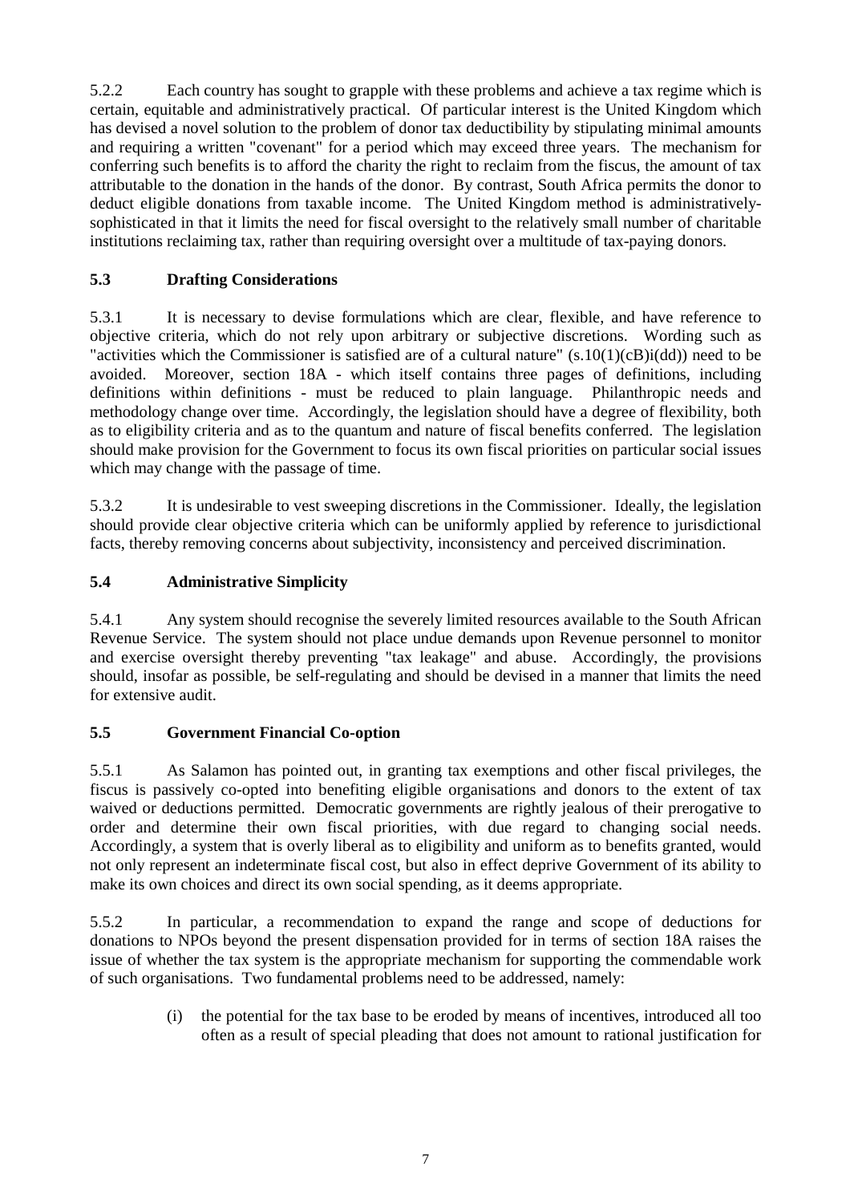5.2.2 Each country has sought to grapple with these problems and achieve a tax regime which is certain, equitable and administratively practical. Of particular interest is the United Kingdom which has devised a novel solution to the problem of donor tax deductibility by stipulating minimal amounts and requiring a written "covenant" for a period which may exceed three years. The mechanism for conferring such benefits is to afford the charity the right to reclaim from the fiscus, the amount of tax attributable to the donation in the hands of the donor. By contrast, South Africa permits the donor to deduct eligible donations from taxable income. The United Kingdom method is administratively-sophisticated in that it limits the need for fiscal oversight to the relatively small number of charitable institutions reclaiming tax, rather than requiring oversight over a multitude of tax-paying donors.

### 5.3 Drafting Considerations

5.3.1 It is necessary to devise formulations which are clear, flexible, and have reference to objective criteria, which do not rely upon arbitrary or subjective discretions. Wording such as "activities which the Commissioner is satisfied are of a cultural nature" (s.10(1)(cB)i(dd)) need to be avoided. Moreover, section 18A - which itself contains three pages of definitions, including definitions within definitions - must be reduced to plain language. Philanthropic needs and methodology change over time. Accordingly, the legislation should have a degree of flexibility, both as to eligibility criteria and as to the quantum and nature of fiscal benefits conferred. The legislation should make provision for the Government to focus its own fiscal priorities on particular social issues which may change with the passage of time.

5.3.2 It is undesirable to vest sweeping discretions in the Commissioner. Ideally, the legislation should provide clear objective criteria which can be uniformly applied by reference to jurisdictional facts, thereby removing concerns about subjectivity, inconsistency and perceived discrimination.

### 5.4 Administrative Simplicity

5.4.1 Any system should recognise the severely limited resources available to the South African Revenue Service. The system should not place undue demands upon Revenue personnel to monitor and exercise oversight thereby preventing "tax leakage" and abuse. Accordingly, the provisions should, insofar as possible, be self-regulating and should be devised in a manner that limits the need for extensive audit.

### 5.5 Government Financial Co-option

5.5.1 As Salamon has pointed out, in granting tax exemptions and other fiscal privileges, the fiscus is passively co-opted into benefiting eligible organisations and donors to the extent of tax waived or deductions permitted. Democratic governments are rightly jealous of their prerogative to order and determine their own fiscal priorities, with due regard to changing social needs. Accordingly, a system that is overly liberal as to eligibility and uniform as to benefits granted, would not only represent an indeterminate fiscal cost, but also in effect deprive Government of its ability to make its own choices and direct its own social spending, as it deems appropriate.

5.5.2 In particular, a recommendation to expand the range and scope of deductions for donations to NPOs beyond the present dispensation provided for in terms of section 18A raises the issue of whether the tax system is the appropriate mechanism for supporting the commendable work of such organisations. Two fundamental problems need to be addressed, namely:

(i) the potential for the tax base to be eroded by means of incentives, introduced all too often as a result of special pleading that does not amount to rational justification for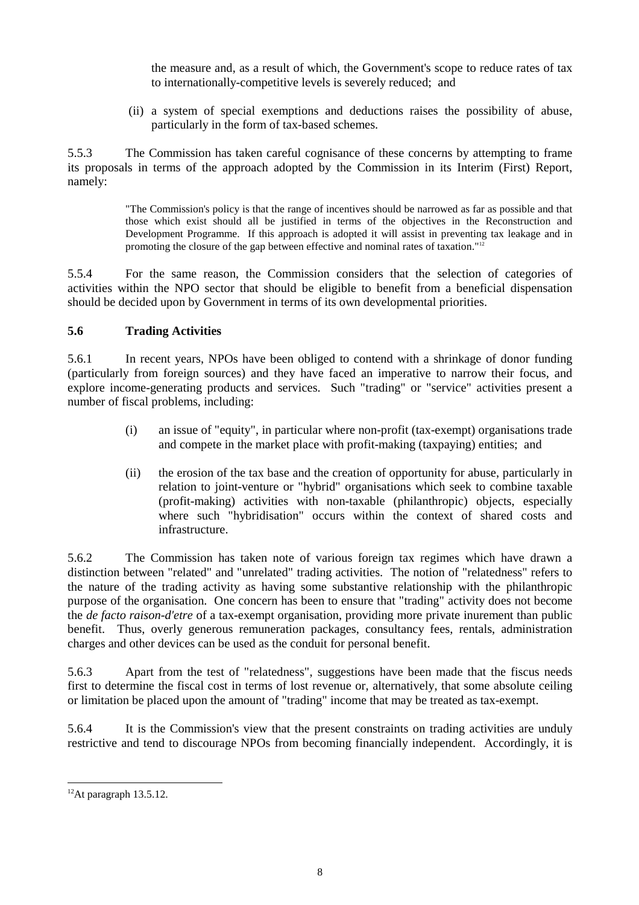the measure and, as a result of which, the Government's scope to reduce rates of tax to internationally-competitive levels is severely reduced; and

(ii) a system of special exemptions and deductions raises the possibility of abuse, particularly in the form of tax-based schemes.

5.5.3 The Commission has taken careful cognisance of these concerns by attempting to frame its proposals in terms of the approach adopted by the Commission in its Interim (First) Report, namely:

> "The Commission's policy is that the range of incentives should be narrowed as far as possible and that those which exist should all be justified in terms of the objectives in the Reconstruction and Development Programme. If this approach is adopted it will assist in preventing tax leakage and in promoting the closure of the gap between effective and nominal rates of taxation."[12]

5.5.4 For the same reason, the Commission considers that the selection of categories of activities within the NPO sector that should be eligible to benefit from a beneficial dispensation should be decided upon by Government in terms of its own developmental priorities.

### 5.6 Trading Activities

5.6.1 In recent years, NPOs have been obliged to contend with a shrinkage of donor funding (particularly from foreign sources) and they have faced an imperative to narrow their focus, and explore income-generating products and services. Such "trading" or "service" activities present a number of fiscal problems, including:

(i) an issue of "equity", in particular where non-profit (tax-exempt) organisations trade and compete in the market place with profit-making (taxpaying) entities; and

(ii) the erosion of the tax base and the creation of opportunity for abuse, particularly in relation to joint-venture or "hybrid" organisations which seek to combine taxable (profit-making) activities with non-taxable (philanthropic) objects, especially where such "hybridisation" occurs within the context of shared costs and infrastructure.

5.6.2 The Commission has taken note of various foreign tax regimes which have drawn a distinction between "related" and "unrelated" trading activities. The notion of "relatedness" refers to the nature of the trading activity as having some substantive relationship with the philanthropic purpose of the organisation. One concern has been to ensure that "trading" activity does not become the *de facto raison-d'etre* of a tax-exempt organisation, providing more private inurement than public benefit. Thus, overly generous remuneration packages, consultancy fees, rentals, administration charges and other devices can be used as the conduit for personal benefit.

5.6.3 Apart from the test of "relatedness", suggestions have been made that the fiscus needs first to determine the fiscal cost in terms of lost revenue or, alternatively, that some absolute ceiling or limitation be placed upon the amount of "trading" income that may be treated as tax-exempt.

5.6.4 It is the Commission's view that the present constraints on trading activities are unduly restrictive and tend to discourage NPOs from becoming financially independent. Accordingly, it is

---

[12] At paragraph 13.5.12.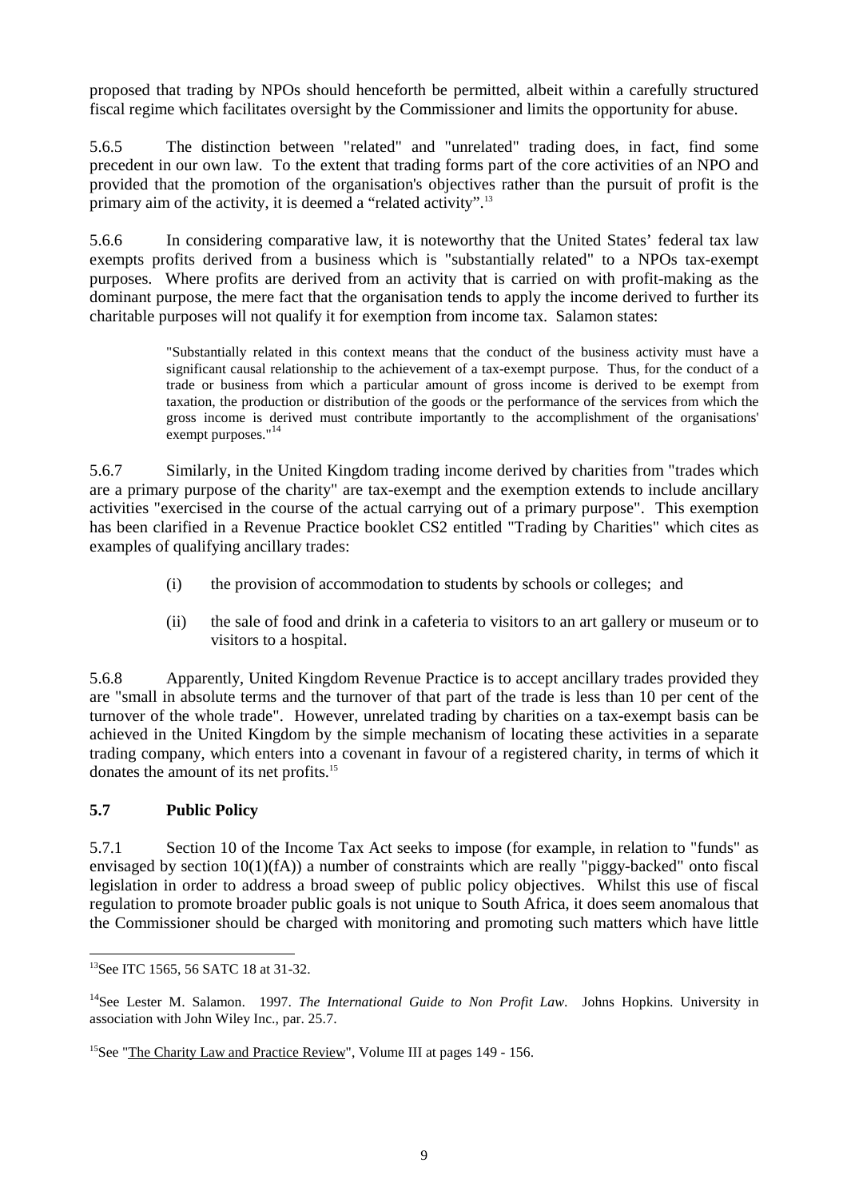proposed that trading by NPOs should henceforth be permitted, albeit within a carefully structured fiscal regime which facilitates oversight by the Commissioner and limits the opportunity for abuse.

5.6.5 The distinction between "related" and "unrelated" trading does, in fact, find some precedent in our own law. To the extent that trading forms part of the core activities of an NPO and provided that the promotion of the organisation's objectives rather than the pursuit of profit is the primary aim of the activity, it is deemed a "related activity".[13]

5.6.6 In considering comparative law, it is noteworthy that the United States' federal tax law exempts profits derived from a business which is "substantially related" to a NPOs tax-exempt purposes. Where profits are derived from an activity that is carried on with profit-making as the dominant purpose, the mere fact that the organisation tends to apply the income derived to further its charitable purposes will not qualify it for exemption from income tax. Salamon states:

> "Substantially related in this context means that the conduct of the business activity must have a significant causal relationship to the achievement of a tax-exempt purpose. Thus, for the conduct of a trade or business from which a particular amount of gross income is derived to be exempt from taxation, the production or distribution of the goods or the performance of the services from which the gross income is derived must contribute importantly to the accomplishment of the organisations' exempt purposes."[14]

5.6.7 Similarly, in the United Kingdom trading income derived by charities from "trades which are a primary purpose of the charity" are tax-exempt and the exemption extends to include ancillary activities "exercised in the course of the actual carrying out of a primary purpose". This exemption has been clarified in a Revenue Practice booklet CS2 entitled "Trading by Charities" which cites as examples of qualifying ancillary trades:

(i) the provision of accommodation to students by schools or colleges; and

(ii) the sale of food and drink in a cafeteria to visitors to an art gallery or museum or to visitors to a hospital.

5.6.8 Apparently, United Kingdom Revenue Practice is to accept ancillary trades provided they are "small in absolute terms and the turnover of that part of the trade is less than 10 per cent of the turnover of the whole trade". However, unrelated trading by charities on a tax-exempt basis can be achieved in the United Kingdom by the simple mechanism of locating these activities in a separate trading company, which enters into a covenant in favour of a registered charity, in terms of which it donates the amount of its net profits.[15]

### 5.7 Public Policy

5.7.1 Section 10 of the Income Tax Act seeks to impose (for example, in relation to "funds" as envisaged by section 10(1)(fA)) a number of constraints which are really "piggy-backed" onto fiscal legislation in order to address a broad sweep of public policy objectives. Whilst this use of fiscal regulation to promote broader public goals is not unique to South Africa, it does seem anomalous that the Commissioner should be charged with monitoring and promoting such matters which have little

---

[13] See ITC 1565, 56 SATC 18 at 31-32.

[14] See Lester M. Salamon. 1997. *The International Guide to Non Profit Law*. Johns Hopkins. University in association with John Wiley Inc., par. 25.7.

[15] See "The Charity Law and Practice Review", Volume III at pages 149 - 156.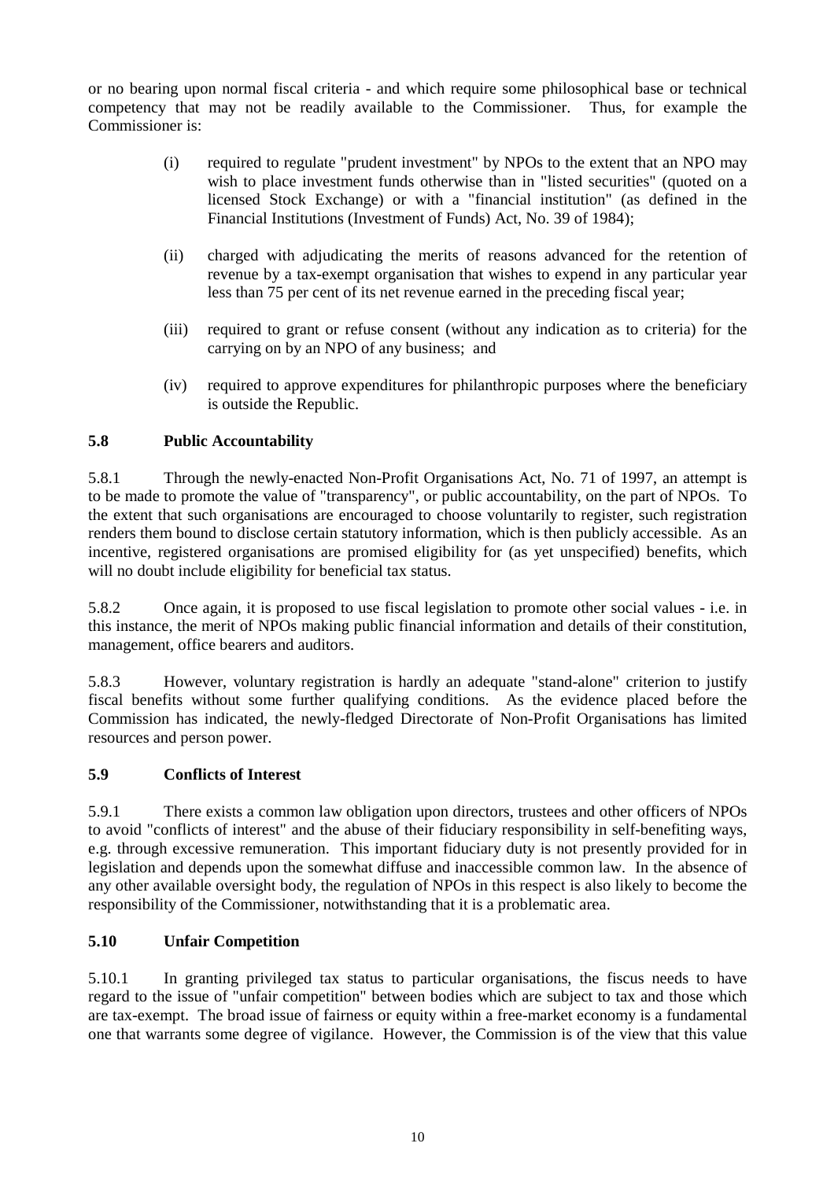or no bearing upon normal fiscal criteria - and which require some philosophical base or technical competency that may not be readily available to the Commissioner. Thus, for example the Commissioner is:

(i) required to regulate "prudent investment" by NPOs to the extent that an NPO may wish to place investment funds otherwise than in "listed securities" (quoted on a licensed Stock Exchange) or with a "financial institution" (as defined in the Financial Institutions (Investment of Funds) Act, No. 39 of 1984);

(ii) charged with adjudicating the merits of reasons advanced for the retention of revenue by a tax-exempt organisation that wishes to expend in any particular year less than 75 per cent of its net revenue earned in the preceding fiscal year;

(iii) required to grant or refuse consent (without any indication as to criteria) for the carrying on by an NPO of any business; and

(iv) required to approve expenditures for philanthropic purposes where the beneficiary is outside the Republic.

## 5.8 Public Accountability

5.8.1 Through the newly-enacted Non-Profit Organisations Act, No. 71 of 1997, an attempt is to be made to promote the value of "transparency", or public accountability, on the part of NPOs. To the extent that such organisations are encouraged to choose voluntarily to register, such registration renders them bound to disclose certain statutory information, which is then publicly accessible. As an incentive, registered organisations are promised eligibility for (as yet unspecified) benefits, which will no doubt include eligibility for beneficial tax status.

5.8.2 Once again, it is proposed to use fiscal legislation to promote other social values - i.e. in this instance, the merit of NPOs making public financial information and details of their constitution, management, office bearers and auditors.

5.8.3 However, voluntary registration is hardly an adequate "stand-alone" criterion to justify fiscal benefits without some further qualifying conditions. As the evidence placed before the Commission has indicated, the newly-fledged Directorate of Non-Profit Organisations has limited resources and person power.

## 5.9 Conflicts of Interest

5.9.1 There exists a common law obligation upon directors, trustees and other officers of NPOs to avoid "conflicts of interest" and the abuse of their fiduciary responsibility in self-benefiting ways, e.g. through excessive remuneration. This important fiduciary duty is not presently provided for in legislation and depends upon the somewhat diffuse and inaccessible common law. In the absence of any other available oversight body, the regulation of NPOs in this respect is also likely to become the responsibility of the Commissioner, notwithstanding that it is a problematic area.

## 5.10 Unfair Competition

5.10.1 In granting privileged tax status to particular organisations, the fiscus needs to have regard to the issue of "unfair competition" between bodies which are subject to tax and those which are tax-exempt. The broad issue of fairness or equity within a free-market economy is a fundamental one that warrants some degree of vigilance. However, the Commission is of the view that this value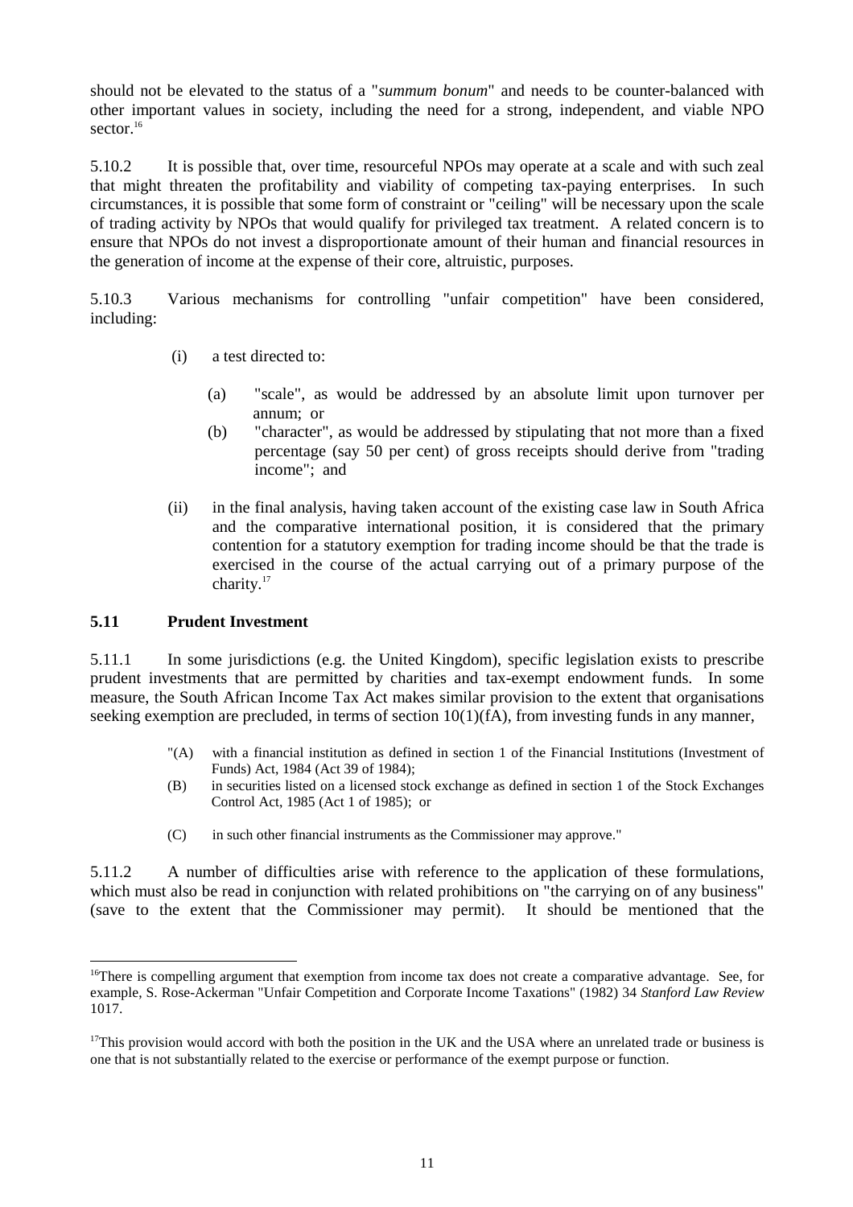should not be elevated to the status of a "*summum bonum*" and needs to be counter-balanced with other important values in society, including the need for a strong, independent, and viable NPO sector.[16]

5.10.2 It is possible that, over time, resourceful NPOs may operate at a scale and with such zeal that might threaten the profitability and viability of competing tax-paying enterprises. In such circumstances, it is possible that some form of constraint or "ceiling" will be necessary upon the scale of trading activity by NPOs that would qualify for privileged tax treatment. A related concern is to ensure that NPOs do not invest a disproportionate amount of their human and financial resources in the generation of income at the expense of their core, altruistic, purposes.

5.10.3 Various mechanisms for controlling "unfair competition" have been considered, including:

- (i) a test directed to:
  - (a) "scale", as would be addressed by an absolute limit upon turnover per annum; or
  - (b) "character", as would be addressed by stipulating that not more than a fixed percentage (say 50 per cent) of gross receipts should derive from "trading income"; and
- (ii) in the final analysis, having taken account of the existing case law in South Africa and the comparative international position, it is considered that the primary contention for a statutory exemption for trading income should be that the trade is exercised in the course of the actual carrying out of a primary purpose of the charity.[17]

## 5.11 Prudent Investment

5.11.1 In some jurisdictions (e.g. the United Kingdom), specific legislation exists to prescribe prudent investments that are permitted by charities and tax-exempt endowment funds. In some measure, the South African Income Tax Act makes similar provision to the extent that organisations seeking exemption are precluded, in terms of section 10(1)(fA), from investing funds in any manner,

> "(A) with a financial institution as defined in section 1 of the Financial Institutions (Investment of Funds) Act, 1984 (Act 39 of 1984);
>
> (B) in securities listed on a licensed stock exchange as defined in section 1 of the Stock Exchanges Control Act, 1985 (Act 1 of 1985); or
>
> (C) in such other financial instruments as the Commissioner may approve."

5.11.2 A number of difficulties arise with reference to the application of these formulations, which must also be read in conjunction with related prohibitions on "the carrying on of any business" (save to the extent that the Commissioner may permit). It should be mentioned that the

---

[16] There is compelling argument that exemption from income tax does not create a comparative advantage. See, for example, S. Rose-Ackerman "Unfair Competition and Corporate Income Taxations" (1982) 34 *Stanford Law Review* 1017.

[17] This provision would accord with both the position in the UK and the USA where an unrelated trade or business is one that is not substantially related to the exercise or performance of the exempt purpose or function.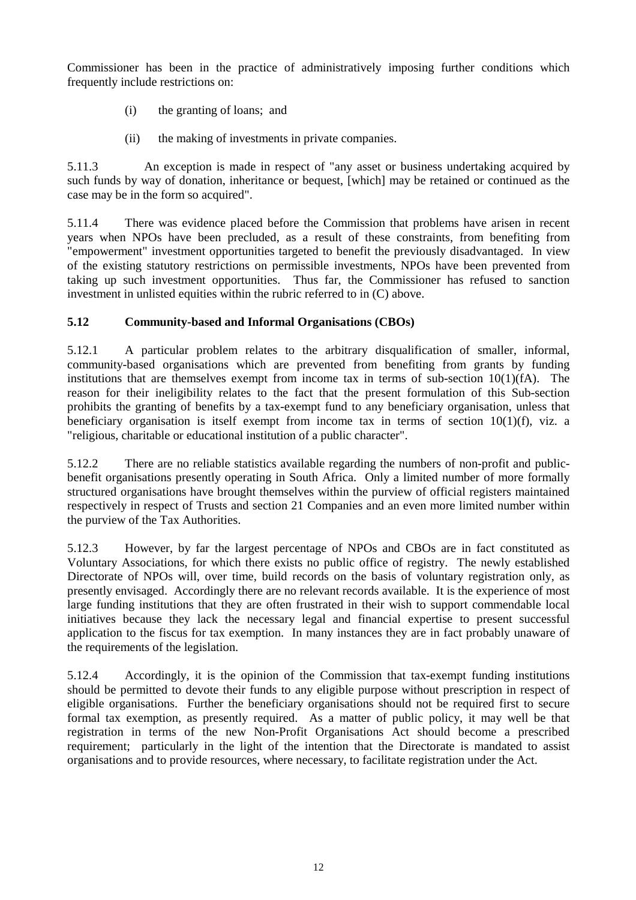Commissioner has been in the practice of administratively imposing further conditions which frequently include restrictions on:

(i) the granting of loans; and

(ii) the making of investments in private companies.

5.11.3 An exception is made in respect of "any asset or business undertaking acquired by such funds by way of donation, inheritance or bequest, [which] may be retained or continued as the case may be in the form so acquired".

5.11.4 There was evidence placed before the Commission that problems have arisen in recent years when NPOs have been precluded, as a result of these constraints, from benefiting from "empowerment" investment opportunities targeted to benefit the previously disadvantaged. In view of the existing statutory restrictions on permissible investments, NPOs have been prevented from taking up such investment opportunities. Thus far, the Commissioner has refused to sanction investment in unlisted equities within the rubric referred to in (C) above.

### 5.12 Community-based and Informal Organisations (CBOs)

5.12.1 A particular problem relates to the arbitrary disqualification of smaller, informal, community-based organisations which are prevented from benefiting from grants by funding institutions that are themselves exempt from income tax in terms of sub-section 10(1)(fA). The reason for their ineligibility relates to the fact that the present formulation of this Sub-section prohibits the granting of benefits by a tax-exempt fund to any beneficiary organisation, unless that beneficiary organisation is itself exempt from income tax in terms of section 10(1)(f), viz. a "religious, charitable or educational institution of a public character".

5.12.2 There are no reliable statistics available regarding the numbers of non-profit and public-benefit organisations presently operating in South Africa. Only a limited number of more formally structured organisations have brought themselves within the purview of official registers maintained respectively in respect of Trusts and section 21 Companies and an even more limited number within the purview of the Tax Authorities.

5.12.3 However, by far the largest percentage of NPOs and CBOs are in fact constituted as Voluntary Associations, for which there exists no public office of registry. The newly established Directorate of NPOs will, over time, build records on the basis of voluntary registration only, as presently envisaged. Accordingly there are no relevant records available. It is the experience of most large funding institutions that they are often frustrated in their wish to support commendable local initiatives because they lack the necessary legal and financial expertise to present successful application to the fiscus for tax exemption. In many instances they are in fact probably unaware of the requirements of the legislation.

5.12.4 Accordingly, it is the opinion of the Commission that tax-exempt funding institutions should be permitted to devote their funds to any eligible purpose without prescription in respect of eligible organisations. Further the beneficiary organisations should not be required first to secure formal tax exemption, as presently required. As a matter of public policy, it may well be that registration in terms of the new Non-Profit Organisations Act should become a prescribed requirement; particularly in the light of the intention that the Directorate is mandated to assist organisations and to provide resources, where necessary, to facilitate registration under the Act.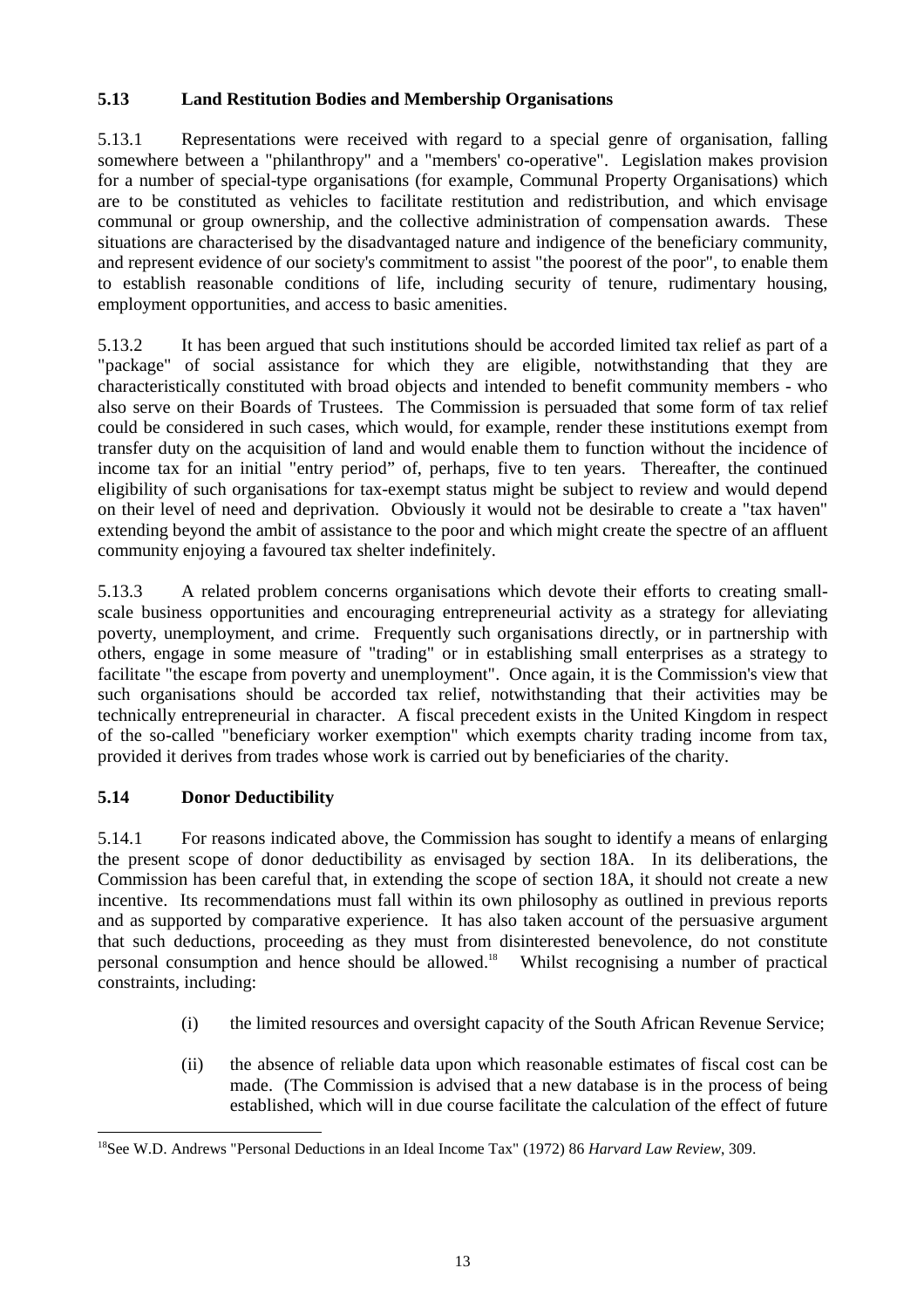### 5.13 Land Restitution Bodies and Membership Organisations

5.13.1 Representations were received with regard to a special genre of organisation, falling somewhere between a "philanthropy" and a "members' co-operative". Legislation makes provision for a number of special-type organisations (for example, Communal Property Organisations) which are to be constituted as vehicles to facilitate restitution and redistribution, and which envisage communal or group ownership, and the collective administration of compensation awards. These situations are characterised by the disadvantaged nature and indigence of the beneficiary community, and represent evidence of our society's commitment to assist "the poorest of the poor", to enable them to establish reasonable conditions of life, including security of tenure, rudimentary housing, employment opportunities, and access to basic amenities.

5.13.2 It has been argued that such institutions should be accorded limited tax relief as part of a "package" of social assistance for which they are eligible, notwithstanding that they are characteristically constituted with broad objects and intended to benefit community members - who also serve on their Boards of Trustees. The Commission is persuaded that some form of tax relief could be considered in such cases, which would, for example, render these institutions exempt from transfer duty on the acquisition of land and would enable them to function without the incidence of income tax for an initial "entry period" of, perhaps, five to ten years. Thereafter, the continued eligibility of such organisations for tax-exempt status might be subject to review and would depend on their level of need and deprivation. Obviously it would not be desirable to create a "tax haven" extending beyond the ambit of assistance to the poor and which might create the spectre of an affluent community enjoying a favoured tax shelter indefinitely.

5.13.3 A related problem concerns organisations which devote their efforts to creating small-scale business opportunities and encouraging entrepreneurial activity as a strategy for alleviating poverty, unemployment, and crime. Frequently such organisations directly, or in partnership with others, engage in some measure of "trading" or in establishing small enterprises as a strategy to facilitate "the escape from poverty and unemployment". Once again, it is the Commission's view that such organisations should be accorded tax relief, notwithstanding that their activities may be technically entrepreneurial in character. A fiscal precedent exists in the United Kingdom in respect of the so-called "beneficiary worker exemption" which exempts charity trading income from tax, provided it derives from trades whose work is carried out by beneficiaries of the charity.

### 5.14 Donor Deductibility

5.14.1 For reasons indicated above, the Commission has sought to identify a means of enlarging the present scope of donor deductibility as envisaged by section 18A. In its deliberations, the Commission has been careful that, in extending the scope of section 18A, it should not create a new incentive. Its recommendations must fall within its own philosophy as outlined in previous reports and as supported by comparative experience. It has also taken account of the persuasive argument that such deductions, proceeding as they must from disinterested benevolence, do not constitute personal consumption and hence should be allowed.[18] Whilst recognising a number of practical constraints, including:

(i) the limited resources and oversight capacity of the South African Revenue Service;

(ii) the absence of reliable data upon which reasonable estimates of fiscal cost can be made. (The Commission is advised that a new database is in the process of being established, which will in due course facilitate the calculation of the effect of future

---

[18] See W.D. Andrews "Personal Deductions in an Ideal Income Tax" (1972) 86 *Harvard Law Review*, 309.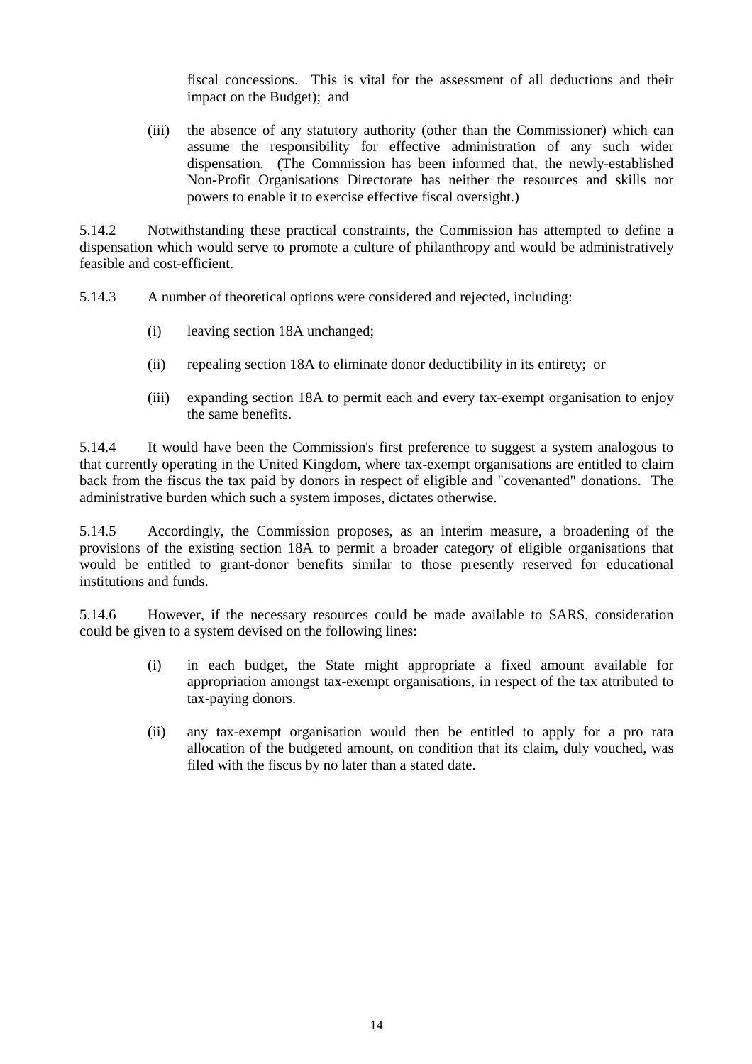fiscal concessions. This is vital for the assessment of all deductions and their impact on the Budget); and

(iii) the absence of any statutory authority (other than the Commissioner) which can assume the responsibility for effective administration of any such wider dispensation. (The Commission has been informed that, the newly-established Non-Profit Organisations Directorate has neither the resources and skills nor powers to enable it to exercise effective fiscal oversight.)

5.14.2 Notwithstanding these practical constraints, the Commission has attempted to define a dispensation which would serve to promote a culture of philanthropy and would be administratively feasible and cost-efficient.

5.14.3 A number of theoretical options were considered and rejected, including:

(i) leaving section 18A unchanged;

(ii) repealing section 18A to eliminate donor deductibility in its entirety; or

(iii) expanding section 18A to permit each and every tax-exempt organisation to enjoy the same benefits.

5.14.4 It would have been the Commission's first preference to suggest a system analogous to that currently operating in the United Kingdom, where tax-exempt organisations are entitled to claim back from the fiscus the tax paid by donors in respect of eligible and "covenanted" donations. The administrative burden which such a system imposes, dictates otherwise.

5.14.5 Accordingly, the Commission proposes, as an interim measure, a broadening of the provisions of the existing section 18A to permit a broader category of eligible organisations that would be entitled to grant-donor benefits similar to those presently reserved for educational institutions and funds.

5.14.6 However, if the necessary resources could be made available to SARS, consideration could be given to a system devised on the following lines:

(i) in each budget, the State might appropriate a fixed amount available for appropriation amongst tax-exempt organisations, in respect of the tax attributed to tax-paying donors.

(ii) any tax-exempt organisation would then be entitled to apply for a pro rata allocation of the budgeted amount, on condition that its claim, duly vouched, was filed with the fiscus by no later than a stated date.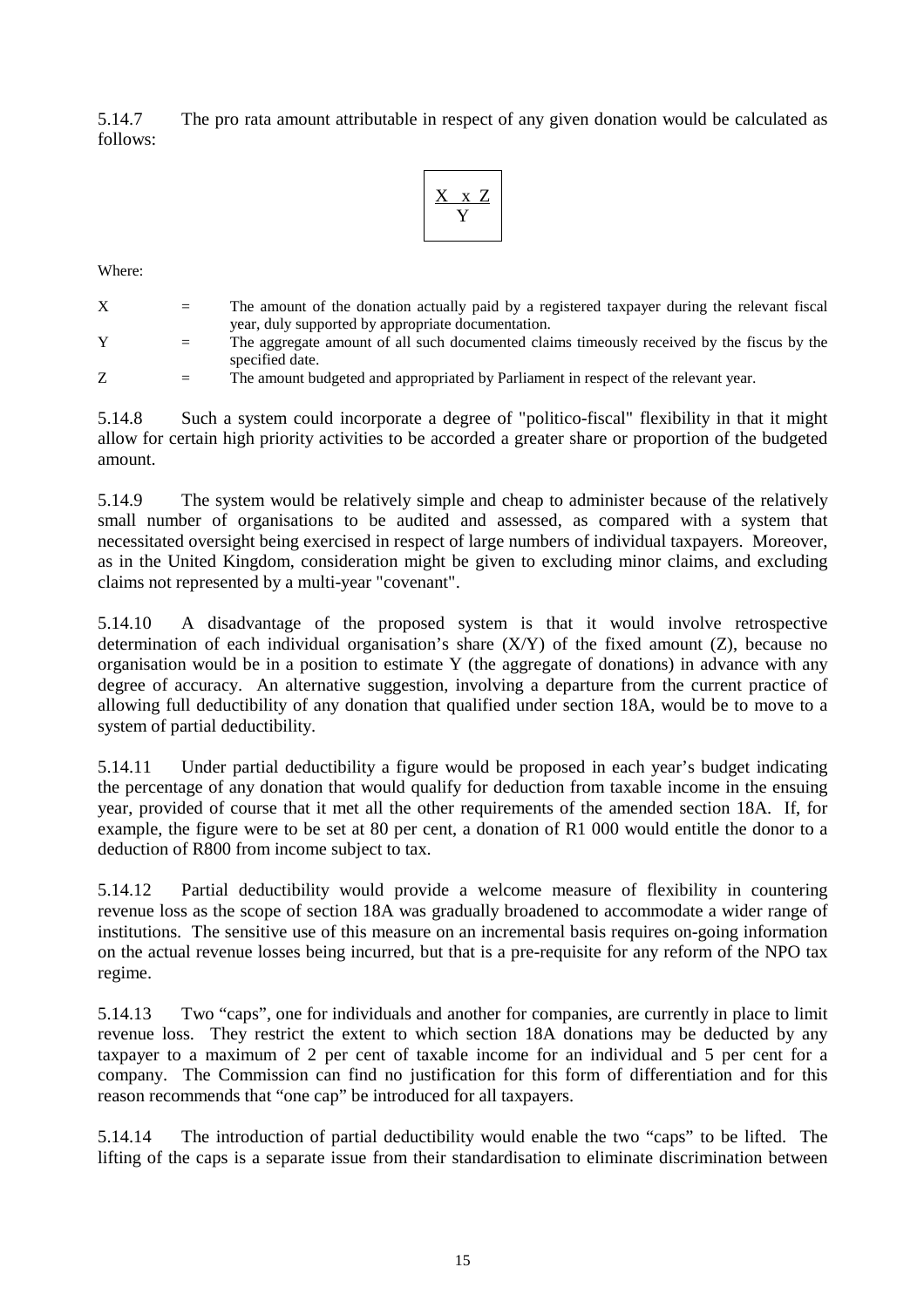5.14.7 The pro rata amount attributable in respect of any given donation would be calculated as follows:

$$\frac{X \times Z}{Y}$$

Where:

X = The amount of the donation actually paid by a registered taxpayer during the relevant fiscal year, duly supported by appropriate documentation.

Y = The aggregate amount of all such documented claims timeously received by the fiscus by the specified date.

Z = The amount budgeted and appropriated by Parliament in respect of the relevant year.

5.14.8 Such a system could incorporate a degree of "politico-fiscal" flexibility in that it might allow for certain high priority activities to be accorded a greater share or proportion of the budgeted amount.

5.14.9 The system would be relatively simple and cheap to administer because of the relatively small number of organisations to be audited and assessed, as compared with a system that necessitated oversight being exercised in respect of large numbers of individual taxpayers. Moreover, as in the United Kingdom, consideration might be given to excluding minor claims, and excluding claims not represented by a multi-year "covenant".

5.14.10 A disadvantage of the proposed system is that it would involve retrospective determination of each individual organisation's share (X/Y) of the fixed amount (Z), because no organisation would be in a position to estimate Y (the aggregate of donations) in advance with any degree of accuracy. An alternative suggestion, involving a departure from the current practice of allowing full deductibility of any donation that qualified under section 18A, would be to move to a system of partial deductibility.

5.14.11 Under partial deductibility a figure would be proposed in each year's budget indicating the percentage of any donation that would qualify for deduction from taxable income in the ensuing year, provided of course that it met all the other requirements of the amended section 18A. If, for example, the figure were to be set at 80 per cent, a donation of R1 000 would entitle the donor to a deduction of R800 from income subject to tax.

5.14.12 Partial deductibility would provide a welcome measure of flexibility in countering revenue loss as the scope of section 18A was gradually broadened to accommodate a wider range of institutions. The sensitive use of this measure on an incremental basis requires on-going information on the actual revenue losses being incurred, but that is a pre-requisite for any reform of the NPO tax regime.

5.14.13 Two "caps", one for individuals and another for companies, are currently in place to limit revenue loss. They restrict the extent to which section 18A donations may be deducted by any taxpayer to a maximum of 2 per cent of taxable income for an individual and 5 per cent for a company. The Commission can find no justification for this form of differentiation and for this reason recommends that "one cap" be introduced for all taxpayers.

5.14.14 The introduction of partial deductibility would enable the two "caps" to be lifted. The lifting of the caps is a separate issue from their standardisation to eliminate discrimination between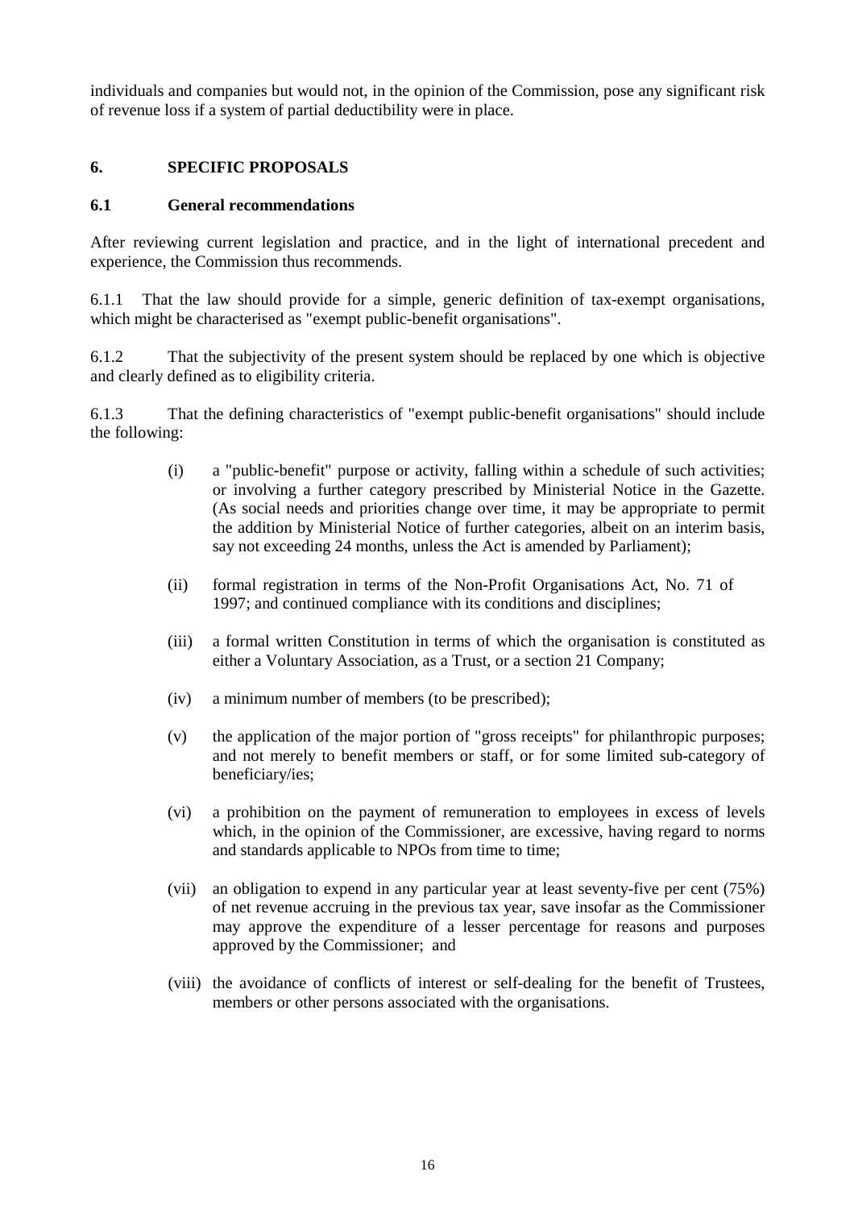individuals and companies but would not, in the opinion of the Commission, pose any significant risk of revenue loss if a system of partial deductibility were in place.

## 6. SPECIFIC PROPOSALS

### 6.1 General recommendations

After reviewing current legislation and practice, and in the light of international precedent and experience, the Commission thus recommends.

6.1.1 That the law should provide for a simple, generic definition of tax-exempt organisations, which might be characterised as "exempt public-benefit organisations".

6.1.2 That the subjectivity of the present system should be replaced by one which is objective and clearly defined as to eligibility criteria.

6.1.3 That the defining characteristics of "exempt public-benefit organisations" should include the following:

(i) a "public-benefit" purpose or activity, falling within a schedule of such activities; or involving a further category prescribed by Ministerial Notice in the Gazette. (As social needs and priorities change over time, it may be appropriate to permit the addition by Ministerial Notice of further categories, albeit on an interim basis, say not exceeding 24 months, unless the Act is amended by Parliament);

(ii) formal registration in terms of the Non-Profit Organisations Act, No. 71 of 1997; and continued compliance with its conditions and disciplines;

(iii) a formal written Constitution in terms of which the organisation is constituted as either a Voluntary Association, as a Trust, or a section 21 Company;

(iv) a minimum number of members (to be prescribed);

(v) the application of the major portion of "gross receipts" for philanthropic purposes; and not merely to benefit members or staff, or for some limited sub-category of beneficiary/ies;

(vi) a prohibition on the payment of remuneration to employees in excess of levels which, in the opinion of the Commissioner, are excessive, having regard to norms and standards applicable to NPOs from time to time;

(vii) an obligation to expend in any particular year at least seventy-five per cent (75%) of net revenue accruing in the previous tax year, save insofar as the Commissioner may approve the expenditure of a lesser percentage for reasons and purposes approved by the Commissioner; and

(viii) the avoidance of conflicts of interest or self-dealing for the benefit of Trustees, members or other persons associated with the organisations.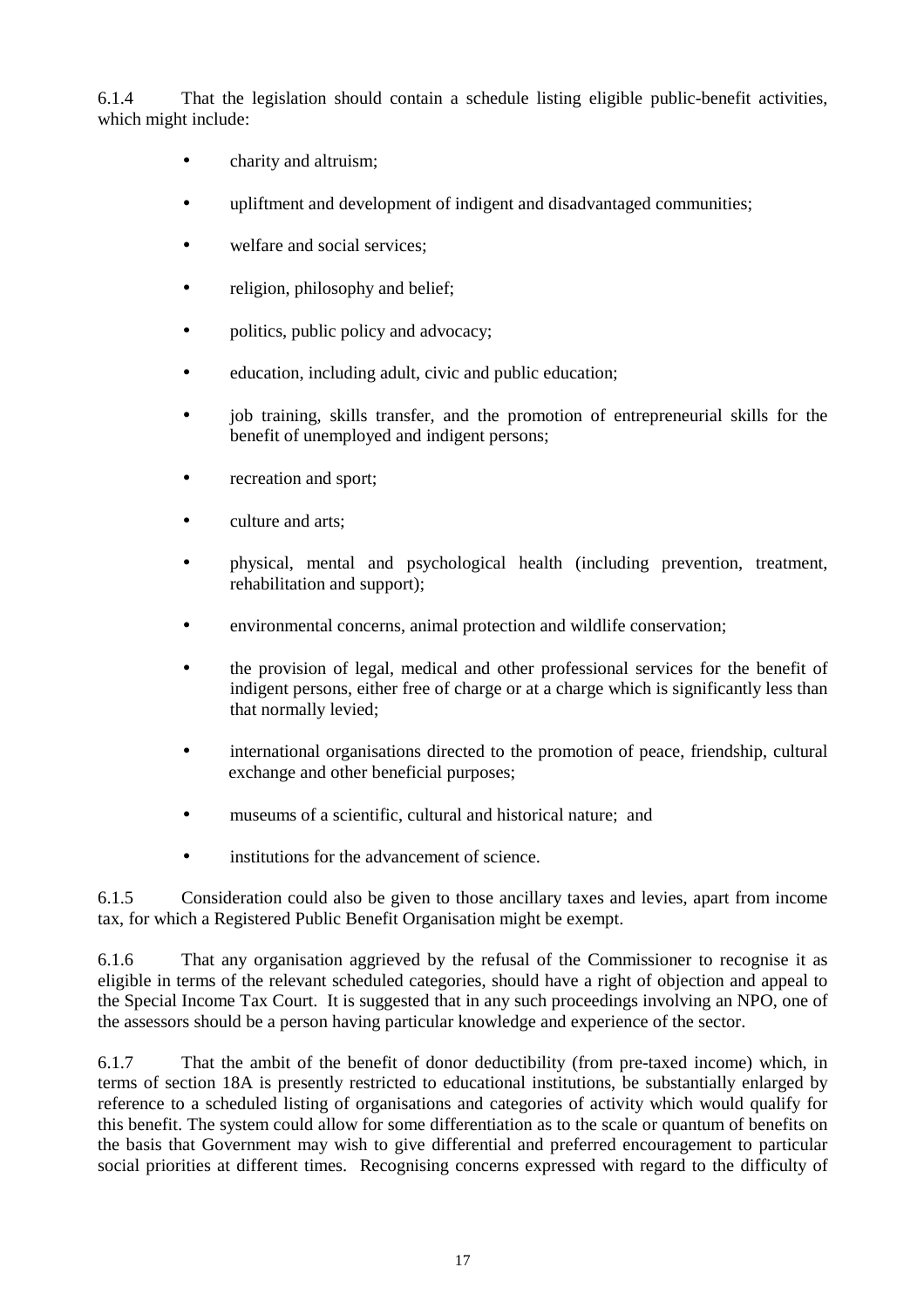6.1.4 That the legislation should contain a schedule listing eligible public-benefit activities, which might include:

- charity and altruism;
- upliftment and development of indigent and disadvantaged communities;
- welfare and social services;
- religion, philosophy and belief;
- politics, public policy and advocacy;
- education, including adult, civic and public education;
- job training, skills transfer, and the promotion of entrepreneurial skills for the benefit of unemployed and indigent persons;
- recreation and sport;
- culture and arts;
- physical, mental and psychological health (including prevention, treatment, rehabilitation and support);
- environmental concerns, animal protection and wildlife conservation;
- the provision of legal, medical and other professional services for the benefit of indigent persons, either free of charge or at a charge which is significantly less than that normally levied;
- international organisations directed to the promotion of peace, friendship, cultural exchange and other beneficial purposes;
- museums of a scientific, cultural and historical nature; and
- institutions for the advancement of science.

6.1.5 Consideration could also be given to those ancillary taxes and levies, apart from income tax, for which a Registered Public Benefit Organisation might be exempt.

6.1.6 That any organisation aggrieved by the refusal of the Commissioner to recognise it as eligible in terms of the relevant scheduled categories, should have a right of objection and appeal to the Special Income Tax Court. It is suggested that in any such proceedings involving an NPO, one of the assessors should be a person having particular knowledge and experience of the sector.

6.1.7 That the ambit of the benefit of donor deductibility (from pre-taxed income) which, in terms of section 18A is presently restricted to educational institutions, be substantially enlarged by reference to a scheduled listing of organisations and categories of activity which would qualify for this benefit. The system could allow for some differentiation as to the scale or quantum of benefits on the basis that Government may wish to give differential and preferred encouragement to particular social priorities at different times. Recognising concerns expressed with regard to the difficulty of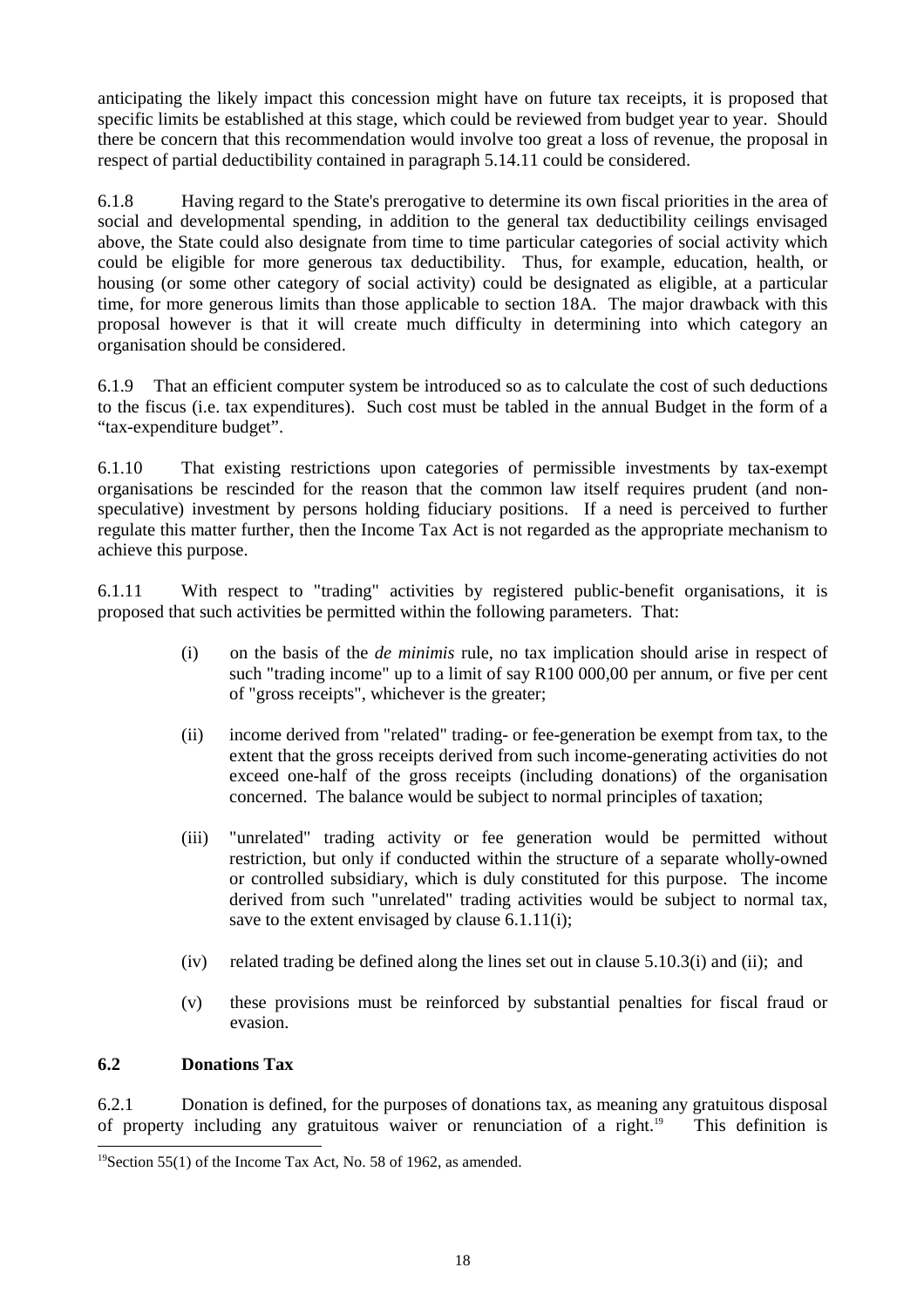anticipating the likely impact this concession might have on future tax receipts, it is proposed that specific limits be established at this stage, which could be reviewed from budget year to year. Should there be concern that this recommendation would involve too great a loss of revenue, the proposal in respect of partial deductibility contained in paragraph 5.14.11 could be considered.

6.1.8 Having regard to the State's prerogative to determine its own fiscal priorities in the area of social and developmental spending, in addition to the general tax deductibility ceilings envisaged above, the State could also designate from time to time particular categories of social activity which could be eligible for more generous tax deductibility. Thus, for example, education, health, or housing (or some other category of social activity) could be designated as eligible, at a particular time, for more generous limits than those applicable to section 18A. The major drawback with this proposal however is that it will create much difficulty in determining into which category an organisation should be considered.

6.1.9 That an efficient computer system be introduced so as to calculate the cost of such deductions to the fiscus (i.e. tax expenditures). Such cost must be tabled in the annual Budget in the form of a "tax-expenditure budget".

6.1.10 That existing restrictions upon categories of permissible investments by tax-exempt organisations be rescinded for the reason that the common law itself requires prudent (and non-speculative) investment by persons holding fiduciary positions. If a need is perceived to further regulate this matter further, then the Income Tax Act is not regarded as the appropriate mechanism to achieve this purpose.

6.1.11 With respect to "trading" activities by registered public-benefit organisations, it is proposed that such activities be permitted within the following parameters. That:

(i) on the basis of the *de minimis* rule, no tax implication should arise in respect of such "trading income" up to a limit of say R100 000,00 per annum, or five per cent of "gross receipts", whichever is the greater;

(ii) income derived from "related" trading- or fee-generation be exempt from tax, to the extent that the gross receipts derived from such income-generating activities do not exceed one-half of the gross receipts (including donations) of the organisation concerned. The balance would be subject to normal principles of taxation;

(iii) "unrelated" trading activity or fee generation would be permitted without restriction, but only if conducted within the structure of a separate wholly-owned or controlled subsidiary, which is duly constituted for this purpose. The income derived from such "unrelated" trading activities would be subject to normal tax, save to the extent envisaged by clause 6.1.11(i);

(iv) related trading be defined along the lines set out in clause 5.10.3(i) and (ii); and

(v) these provisions must be reinforced by substantial penalties for fiscal fraud or evasion.

### 6.2 Donations Tax

6.2.1 Donation is defined, for the purposes of donations tax, as meaning any gratuitous disposal of property including any gratuitous waiver or renunciation of a right.[19] This definition is

[19] Section 55(1) of the Income Tax Act, No. 58 of 1962, as amended.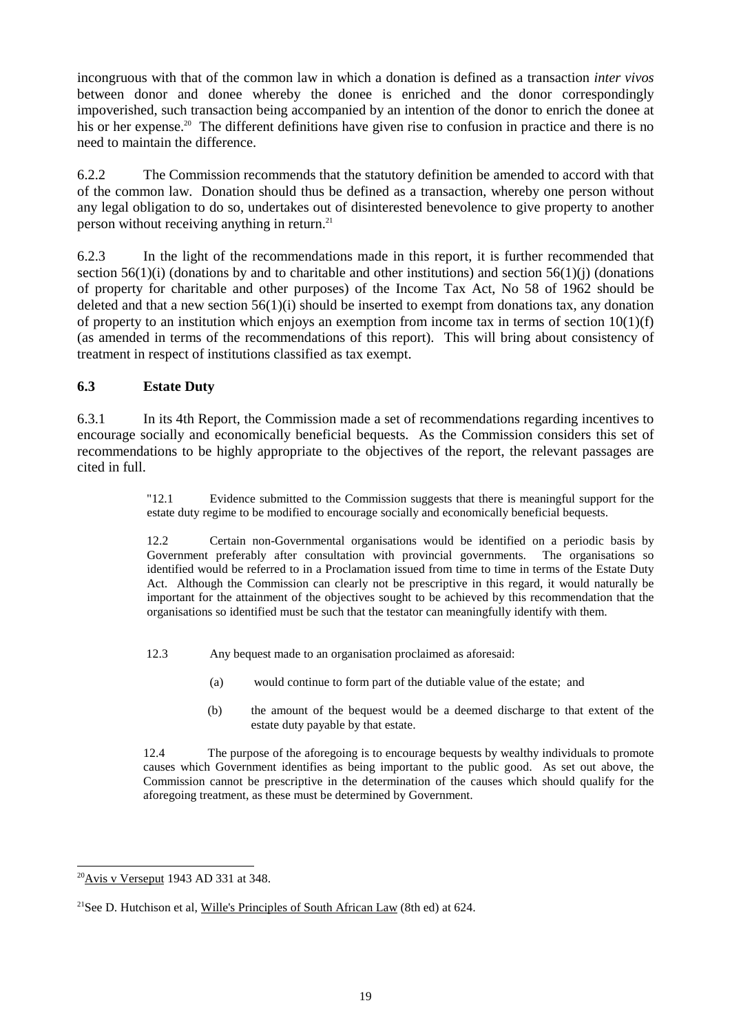incongruous with that of the common law in which a donation is defined as a transaction *inter vivos* between donor and donee whereby the donee is enriched and the donor correspondingly impoverished, such transaction being accompanied by an intention of the donor to enrich the donee at his or her expense.[20] The different definitions have given rise to confusion in practice and there is no need to maintain the difference.

6.2.2 The Commission recommends that the statutory definition be amended to accord with that of the common law. Donation should thus be defined as a transaction, whereby one person without any legal obligation to do so, undertakes out of disinterested benevolence to give property to another person without receiving anything in return.[21]

6.2.3 In the light of the recommendations made in this report, it is further recommended that section 56(1)(i) (donations by and to charitable and other institutions) and section 56(1)(j) (donations of property for charitable and other purposes) of the Income Tax Act, No 58 of 1962 should be deleted and that a new section 56(1)(i) should be inserted to exempt from donations tax, any donation of property to an institution which enjoys an exemption from income tax in terms of section 10(1)(f) (as amended in terms of the recommendations of this report). This will bring about consistency of treatment in respect of institutions classified as tax exempt.

### 6.3 Estate Duty

6.3.1 In its 4th Report, the Commission made a set of recommendations regarding incentives to encourage socially and economically beneficial bequests. As the Commission considers this set of recommendations to be highly appropriate to the objectives of the report, the relevant passages are cited in full.

> "12.1 Evidence submitted to the Commission suggests that there is meaningful support for the estate duty regime to be modified to encourage socially and economically beneficial bequests.
>
> 12.2 Certain non-Governmental organisations would be identified on a periodic basis by Government preferably after consultation with provincial governments. The organisations so identified would be referred to in a Proclamation issued from time to time in terms of the Estate Duty Act. Although the Commission can clearly not be prescriptive in this regard, it would naturally be important for the attainment of the objectives sought to be achieved by this recommendation that the organisations so identified must be such that the testator can meaningfully identify with them.
>
> 12.3 Any bequest made to an organisation proclaimed as aforesaid:
>
> (a) would continue to form part of the dutiable value of the estate; and
>
> (b) the amount of the bequest would be a deemed discharge to that extent of the estate duty payable by that estate.
>
> 12.4 The purpose of the aforegoing is to encourage bequests by wealthy individuals to promote causes which Government identifies as being important to the public good. As set out above, the Commission cannot be prescriptive in the determination of the causes which should qualify for the aforegoing treatment, as these must be determined by Government.

---

[20] Avis v Verseput 1943 AD 331 at 348.

[21] See D. Hutchison et al, Wille's Principles of South African Law (8th ed) at 624.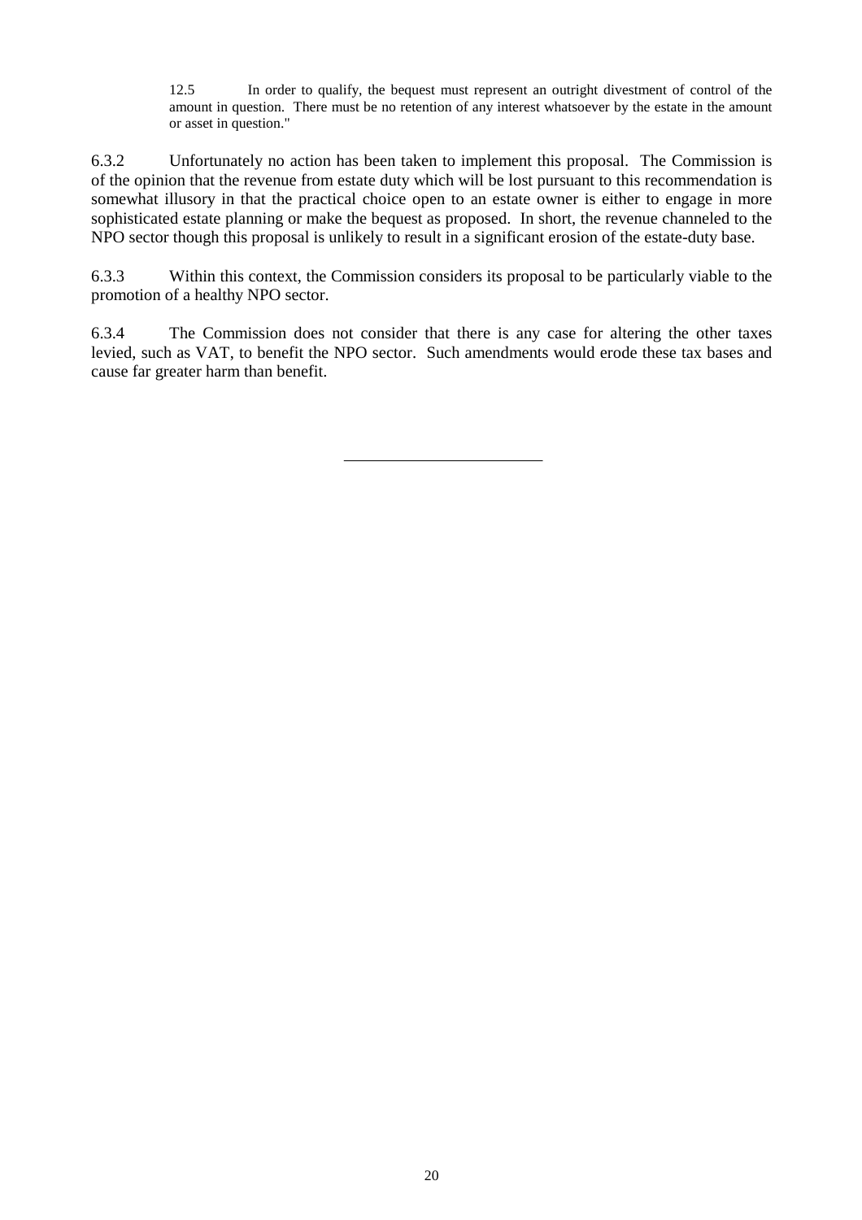> 12.5 In order to qualify, the bequest must represent an outright divestment of control of the amount in question. There must be no retention of any interest whatsoever by the estate in the amount or asset in question."

6.3.2 Unfortunately no action has been taken to implement this proposal. The Commission is of the opinion that the revenue from estate duty which will be lost pursuant to this recommendation is somewhat illusory in that the practical choice open to an estate owner is either to engage in more sophisticated estate planning or make the bequest as proposed. In short, the revenue channeled to the NPO sector though this proposal is unlikely to result in a significant erosion of the estate-duty base.

6.3.3 Within this context, the Commission considers its proposal to be particularly viable to the promotion of a healthy NPO sector.

6.3.4 The Commission does not consider that there is any case for altering the other taxes levied, such as VAT, to benefit the NPO sector. Such amendments would erode these tax bases and cause far greater harm than benefit.

---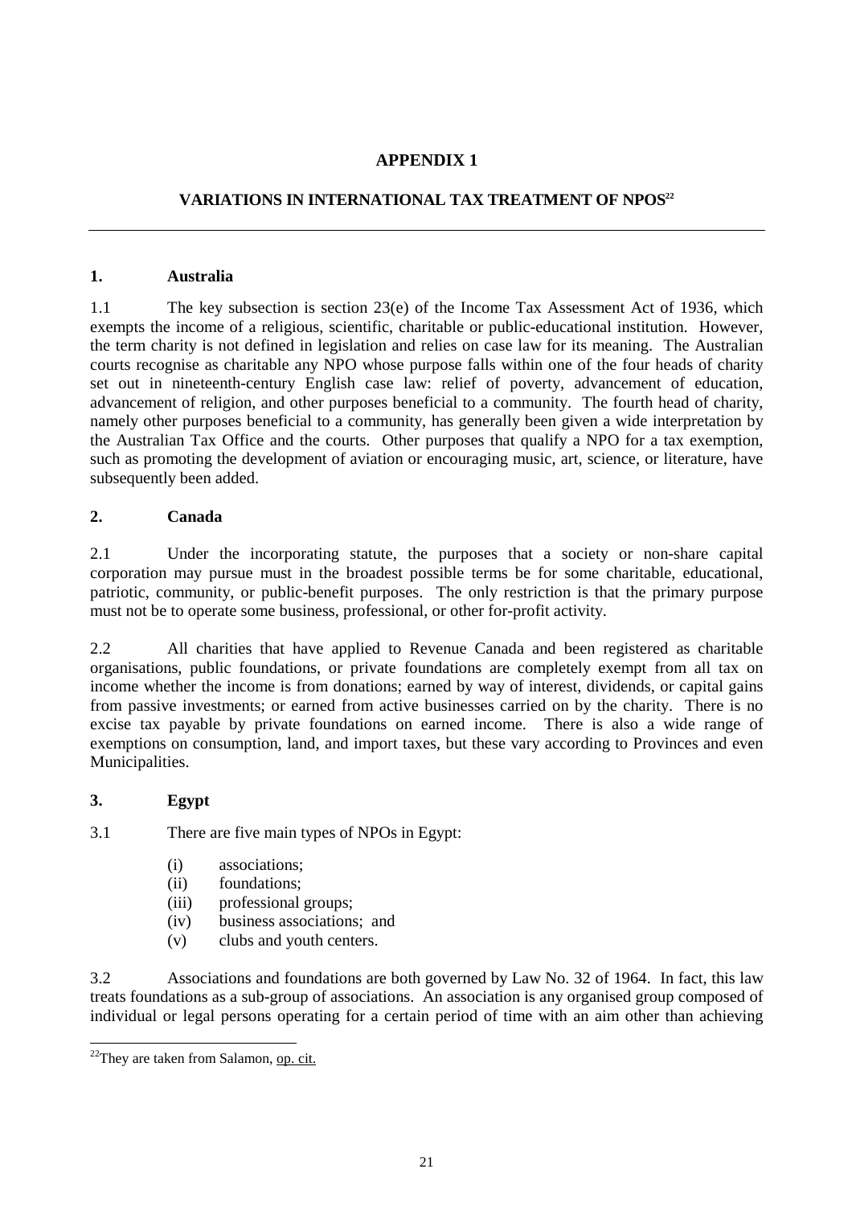# APPENDIX 1

## VARIATIONS IN INTERNATIONAL TAX TREATMENT OF NPOS[22]

---

### 1. Australia

1.1 The key subsection is section 23(e) of the Income Tax Assessment Act of 1936, which exempts the income of a religious, scientific, charitable or public-educational institution. However, the term charity is not defined in legislation and relies on case law for its meaning. The Australian courts recognise as charitable any NPO whose purpose falls within one of the four heads of charity set out in nineteenth-century English case law: relief of poverty, advancement of education, advancement of religion, and other purposes beneficial to a community. The fourth head of charity, namely other purposes beneficial to a community, has generally been given a wide interpretation by the Australian Tax Office and the courts. Other purposes that qualify a NPO for a tax exemption, such as promoting the development of aviation or encouraging music, art, science, or literature, have subsequently been added.

### 2. Canada

2.1 Under the incorporating statute, the purposes that a society or non-share capital corporation may pursue must in the broadest possible terms be for some charitable, educational, patriotic, community, or public-benefit purposes. The only restriction is that the primary purpose must not be to operate some business, professional, or other for-profit activity.

2.2 All charities that have applied to Revenue Canada and been registered as charitable organisations, public foundations, or private foundations are completely exempt from all tax on income whether the income is from donations; earned by way of interest, dividends, or capital gains from passive investments; or earned from active businesses carried on by the charity. There is no excise tax payable by private foundations on earned income. There is also a wide range of exemptions on consumption, land, and import taxes, but these vary according to Provinces and even Municipalities.

### 3. Egypt

3.1 There are five main types of NPOs in Egypt:

- (i) associations;
- (ii) foundations;
- (iii) professional groups;
- (iv) business associations; and
- (v) clubs and youth centers.

3.2 Associations and foundations are both governed by Law No. 32 of 1964. In fact, this law treats foundations as a sub-group of associations. An association is any organised group composed of individual or legal persons operating for a certain period of time with an aim other than achieving

---

[22] They are taken from Salamon, op. cit.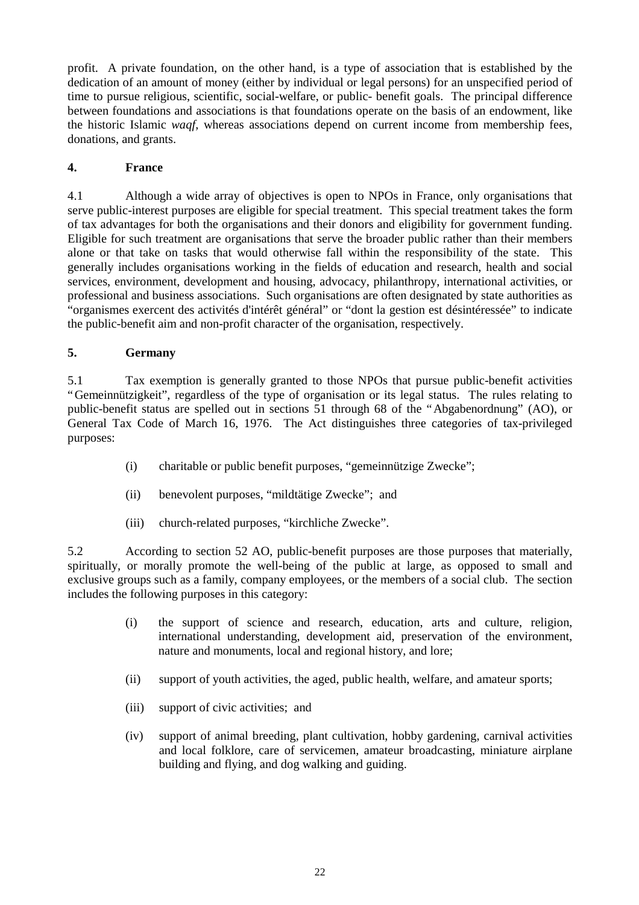profit. A private foundation, on the other hand, is a type of association that is established by the dedication of an amount of money (either by individual or legal persons) for an unspecified period of time to pursue religious, scientific, social-welfare, or public- benefit goals. The principal difference between foundations and associations is that foundations operate on the basis of an endowment, like the historic Islamic *waqf*, whereas associations depend on current income from membership fees, donations, and grants.

## 4. France

4.1 Although a wide array of objectives is open to NPOs in France, only organisations that serve public-interest purposes are eligible for special treatment. This special treatment takes the form of tax advantages for both the organisations and their donors and eligibility for government funding. Eligible for such treatment are organisations that serve the broader public rather than their members alone or that take on tasks that would otherwise fall within the responsibility of the state. This generally includes organisations working in the fields of education and research, health and social services, environment, development and housing, advocacy, philanthropy, international activities, or professional and business associations. Such organisations are often designated by state authorities as "organismes exercent des activités d'intérêt général" or "dont la gestion est désintéressée" to indicate the public-benefit aim and non-profit character of the organisation, respectively.

## 5. Germany

5.1 Tax exemption is generally granted to those NPOs that pursue public-benefit activities "Gemeinnützigkeit", regardless of the type of organisation or its legal status. The rules relating to public-benefit status are spelled out in sections 51 through 68 of the "Abgabenordnung" (AO), or General Tax Code of March 16, 1976. The Act distinguishes three categories of tax-privileged purposes:

(i) charitable or public benefit purposes, "gemeinnützige Zwecke";

(ii) benevolent purposes, "mildtätige Zwecke"; and

(iii) church-related purposes, "kirchliche Zwecke".

5.2 According to section 52 AO, public-benefit purposes are those purposes that materially, spiritually, or morally promote the well-being of the public at large, as opposed to small and exclusive groups such as a family, company employees, or the members of a social club. The section includes the following purposes in this category:

(i) the support of science and research, education, arts and culture, religion, international understanding, development aid, preservation of the environment, nature and monuments, local and regional history, and lore;

(ii) support of youth activities, the aged, public health, welfare, and amateur sports;

(iii) support of civic activities; and

(iv) support of animal breeding, plant cultivation, hobby gardening, carnival activities and local folklore, care of servicemen, amateur broadcasting, miniature airplane building and flying, and dog walking and guiding.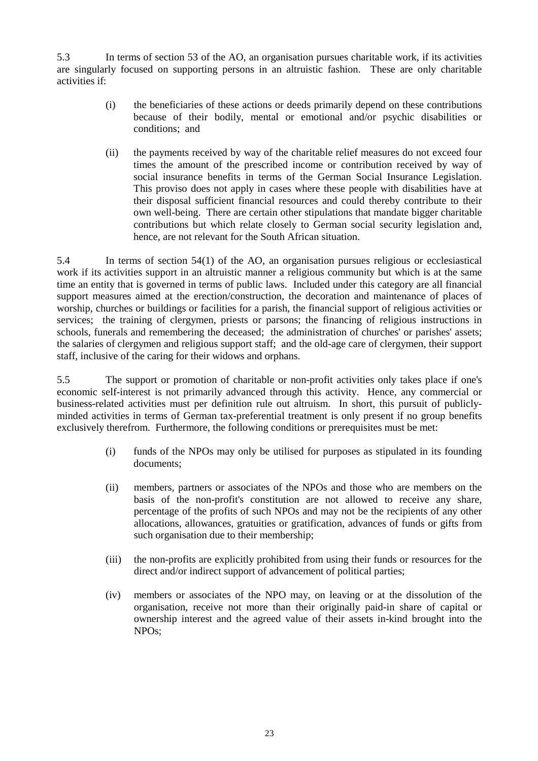5.3 In terms of section 53 of the AO, an organisation pursues charitable work, if its activities are singularly focused on supporting persons in an altruistic fashion. These are only charitable activities if:

(i) the beneficiaries of these actions or deeds primarily depend on these contributions because of their bodily, mental or emotional and/or psychic disabilities or conditions; and

(ii) the payments received by way of the charitable relief measures do not exceed four times the amount of the prescribed income or contribution received by way of social insurance benefits in terms of the German Social Insurance Legislation. This proviso does not apply in cases where these people with disabilities have at their disposal sufficient financial resources and could thereby contribute to their own well-being. There are certain other stipulations that mandate bigger charitable contributions but which relate closely to German social security legislation and, hence, are not relevant for the South African situation.

5.4 In terms of section 54(1) of the AO, an organisation pursues religious or ecclesiastical work if its activities support in an altruistic manner a religious community but which is at the same time an entity that is governed in terms of public laws. Included under this category are all financial support measures aimed at the erection/construction, the decoration and maintenance of places of worship, churches or buildings or facilities for a parish, the financial support of religious activities or services; the training of clergymen, priests or parsons; the financing of religious instructions in schools, funerals and remembering the deceased; the administration of churches' or parishes' assets; the salaries of clergymen and religious support staff; and the old-age care of clergymen, their support staff, inclusive of the caring for their widows and orphans.

5.5 The support or promotion of charitable or non-profit activities only takes place if one's economic self-interest is not primarily advanced through this activity. Hence, any commercial or business-related activities must per definition rule out altruism. In short, this pursuit of publicly-minded activities in terms of German tax-preferential treatment is only present if no group benefits exclusively therefrom. Furthermore, the following conditions or prerequisites must be met:

(i) funds of the NPOs may only be utilised for purposes as stipulated in its founding documents;

(ii) members, partners or associates of the NPOs and those who are members on the basis of the non-profit's constitution are not allowed to receive any share, percentage of the profits of such NPOs and may not be the recipients of any other allocations, allowances, gratuities or gratification, advances of funds or gifts from such organisation due to their membership;

(iii) the non-profits are explicitly prohibited from using their funds or resources for the direct and/or indirect support of advancement of political parties;

(iv) members or associates of the NPO may, on leaving or at the dissolution of the organisation, receive not more than their originally paid-in share of capital or ownership interest and the agreed value of their assets in-kind brought into the NPOs;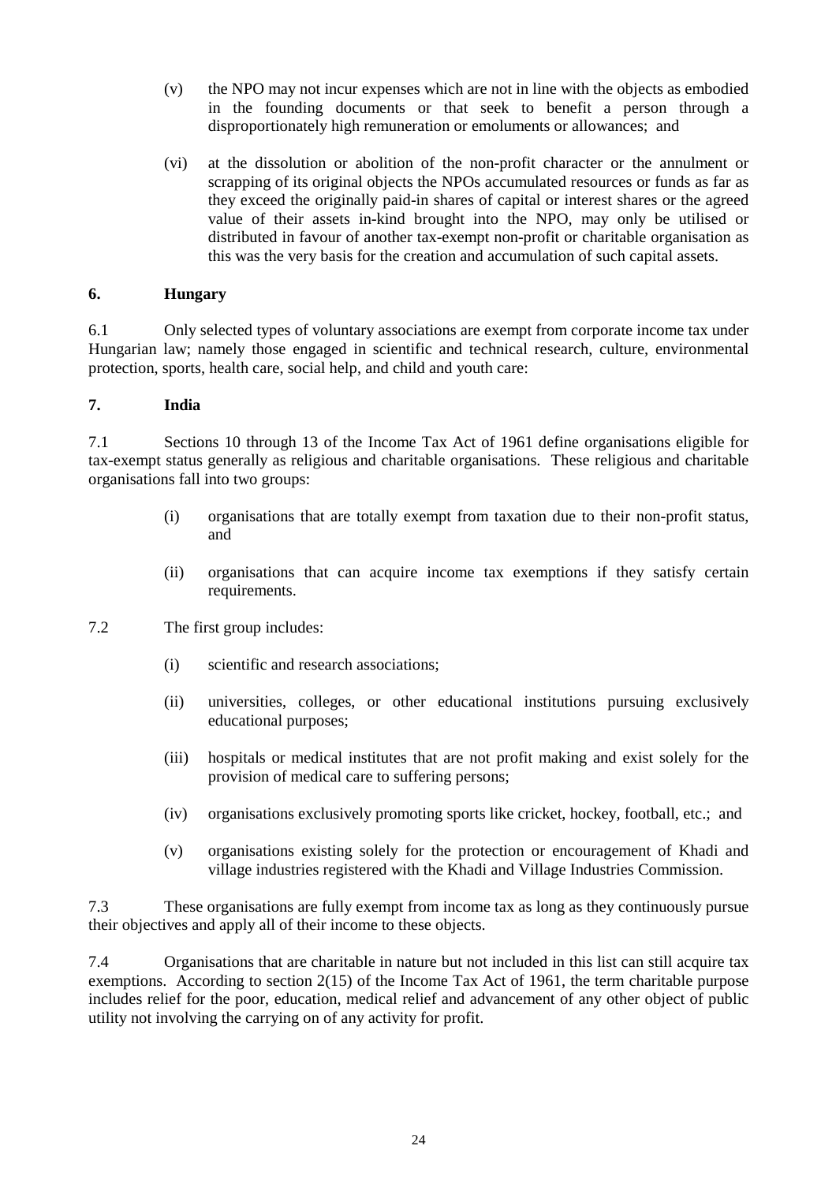(v) the NPO may not incur expenses which are not in line with the objects as embodied in the founding documents or that seek to benefit a person through a disproportionately high remuneration or emoluments or allowances; and

(vi) at the dissolution or abolition of the non-profit character or the annulment or scrapping of its original objects the NPOs accumulated resources or funds as far as they exceed the originally paid-in shares of capital or interest shares or the agreed value of their assets in-kind brought into the NPO, may only be utilised or distributed in favour of another tax-exempt non-profit or charitable organisation as this was the very basis for the creation and accumulation of such capital assets.

## 6. Hungary

6.1 Only selected types of voluntary associations are exempt from corporate income tax under Hungarian law; namely those engaged in scientific and technical research, culture, environmental protection, sports, health care, social help, and child and youth care:

## 7. India

7.1 Sections 10 through 13 of the Income Tax Act of 1961 define organisations eligible for tax-exempt status generally as religious and charitable organisations. These religious and charitable organisations fall into two groups:

(i) organisations that are totally exempt from taxation due to their non-profit status, and

(ii) organisations that can acquire income tax exemptions if they satisfy certain requirements.

7.2 The first group includes:

(i) scientific and research associations;

(ii) universities, colleges, or other educational institutions pursuing exclusively educational purposes;

(iii) hospitals or medical institutes that are not profit making and exist solely for the provision of medical care to suffering persons;

(iv) organisations exclusively promoting sports like cricket, hockey, football, etc.; and

(v) organisations existing solely for the protection or encouragement of Khadi and village industries registered with the Khadi and Village Industries Commission.

7.3 These organisations are fully exempt from income tax as long as they continuously pursue their objectives and apply all of their income to these objects.

7.4 Organisations that are charitable in nature but not included in this list can still acquire tax exemptions. According to section 2(15) of the Income Tax Act of 1961, the term charitable purpose includes relief for the poor, education, medical relief and advancement of any other object of public utility not involving the carrying on of any activity for profit.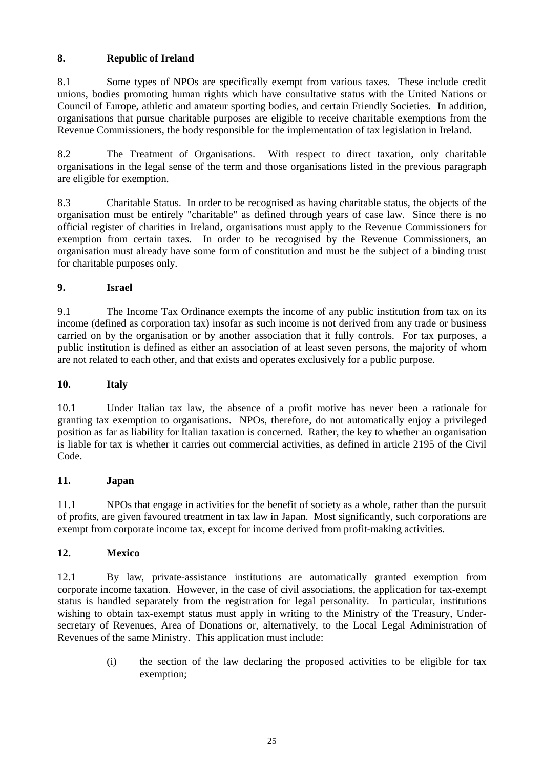## 8. Republic of Ireland

8.1 Some types of NPOs are specifically exempt from various taxes. These include credit unions, bodies promoting human rights which have consultative status with the United Nations or Council of Europe, athletic and amateur sporting bodies, and certain Friendly Societies. In addition, organisations that pursue charitable purposes are eligible to receive charitable exemptions from the Revenue Commissioners, the body responsible for the implementation of tax legislation in Ireland.

8.2 The Treatment of Organisations. With respect to direct taxation, only charitable organisations in the legal sense of the term and those organisations listed in the previous paragraph are eligible for exemption.

8.3 Charitable Status. In order to be recognised as having charitable status, the objects of the organisation must be entirely "charitable" as defined through years of case law. Since there is no official register of charities in Ireland, organisations must apply to the Revenue Commissioners for exemption from certain taxes. In order to be recognised by the Revenue Commissioners, an organisation must already have some form of constitution and must be the subject of a binding trust for charitable purposes only.

## 9. Israel

9.1 The Income Tax Ordinance exempts the income of any public institution from tax on its income (defined as corporation tax) insofar as such income is not derived from any trade or business carried on by the organisation or by another association that it fully controls. For tax purposes, a public institution is defined as either an association of at least seven persons, the majority of whom are not related to each other, and that exists and operates exclusively for a public purpose.

## 10. Italy

10.1 Under Italian tax law, the absence of a profit motive has never been a rationale for granting tax exemption to organisations. NPOs, therefore, do not automatically enjoy a privileged position as far as liability for Italian taxation is concerned. Rather, the key to whether an organisation is liable for tax is whether it carries out commercial activities, as defined in article 2195 of the Civil Code.

## 11. Japan

11.1 NPOs that engage in activities for the benefit of society as a whole, rather than the pursuit of profits, are given favoured treatment in tax law in Japan. Most significantly, such corporations are exempt from corporate income tax, except for income derived from profit-making activities.

## 12. Mexico

12.1 By law, private-assistance institutions are automatically granted exemption from corporate income taxation. However, in the case of civil associations, the application for tax-exempt status is handled separately from the registration for legal personality. In particular, institutions wishing to obtain tax-exempt status must apply in writing to the Ministry of the Treasury, Under-secretary of Revenues, Area of Donations or, alternatively, to the Local Legal Administration of Revenues of the same Ministry. This application must include:

(i) the section of the law declaring the proposed activities to be eligible for tax exemption;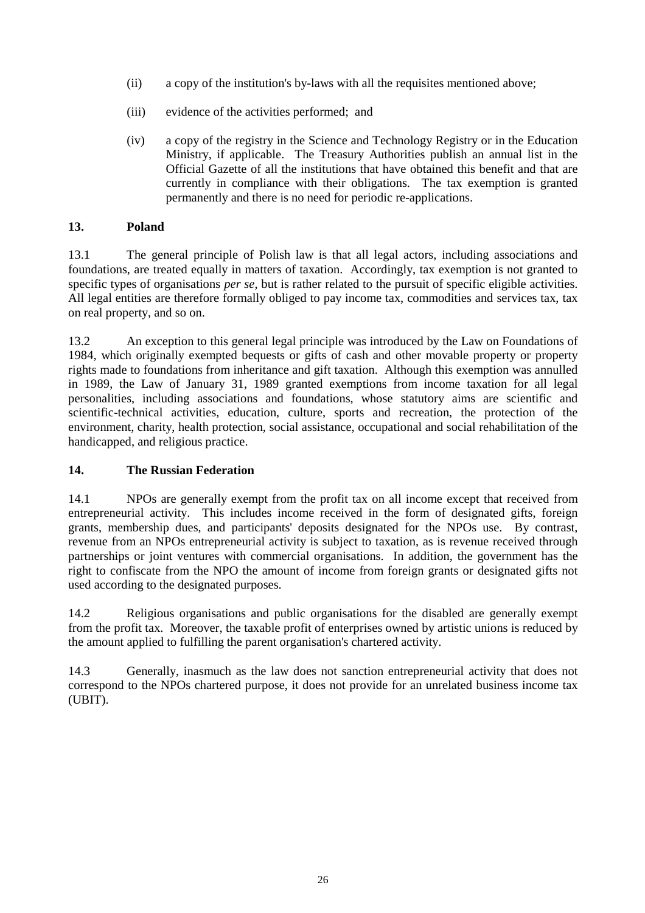(ii) a copy of the institution's by-laws with all the requisites mentioned above;

(iii) evidence of the activities performed; and

(iv) a copy of the registry in the Science and Technology Registry or in the Education Ministry, if applicable. The Treasury Authorities publish an annual list in the Official Gazette of all the institutions that have obtained this benefit and that are currently in compliance with their obligations. The tax exemption is granted permanently and there is no need for periodic re-applications.

### 13. Poland

13.1 The general principle of Polish law is that all legal actors, including associations and foundations, are treated equally in matters of taxation. Accordingly, tax exemption is not granted to specific types of organisations *per se*, but is rather related to the pursuit of specific eligible activities. All legal entities are therefore formally obliged to pay income tax, commodities and services tax, tax on real property, and so on.

13.2 An exception to this general legal principle was introduced by the Law on Foundations of 1984, which originally exempted bequests or gifts of cash and other movable property or property rights made to foundations from inheritance and gift taxation. Although this exemption was annulled in 1989, the Law of January 31, 1989 granted exemptions from income taxation for all legal personalities, including associations and foundations, whose statutory aims are scientific and scientific-technical activities, education, culture, sports and recreation, the protection of the environment, charity, health protection, social assistance, occupational and social rehabilitation of the handicapped, and religious practice.

### 14. The Russian Federation

14.1 NPOs are generally exempt from the profit tax on all income except that received from entrepreneurial activity. This includes income received in the form of designated gifts, foreign grants, membership dues, and participants' deposits designated for the NPOs use. By contrast, revenue from an NPOs entrepreneurial activity is subject to taxation, as is revenue received through partnerships or joint ventures with commercial organisations. In addition, the government has the right to confiscate from the NPO the amount of income from foreign grants or designated gifts not used according to the designated purposes.

14.2 Religious organisations and public organisations for the disabled are generally exempt from the profit tax. Moreover, the taxable profit of enterprises owned by artistic unions is reduced by the amount applied to fulfilling the parent organisation's chartered activity.

14.3 Generally, inasmuch as the law does not sanction entrepreneurial activity that does not correspond to the NPOs chartered purpose, it does not provide for an unrelated business income tax (UBIT).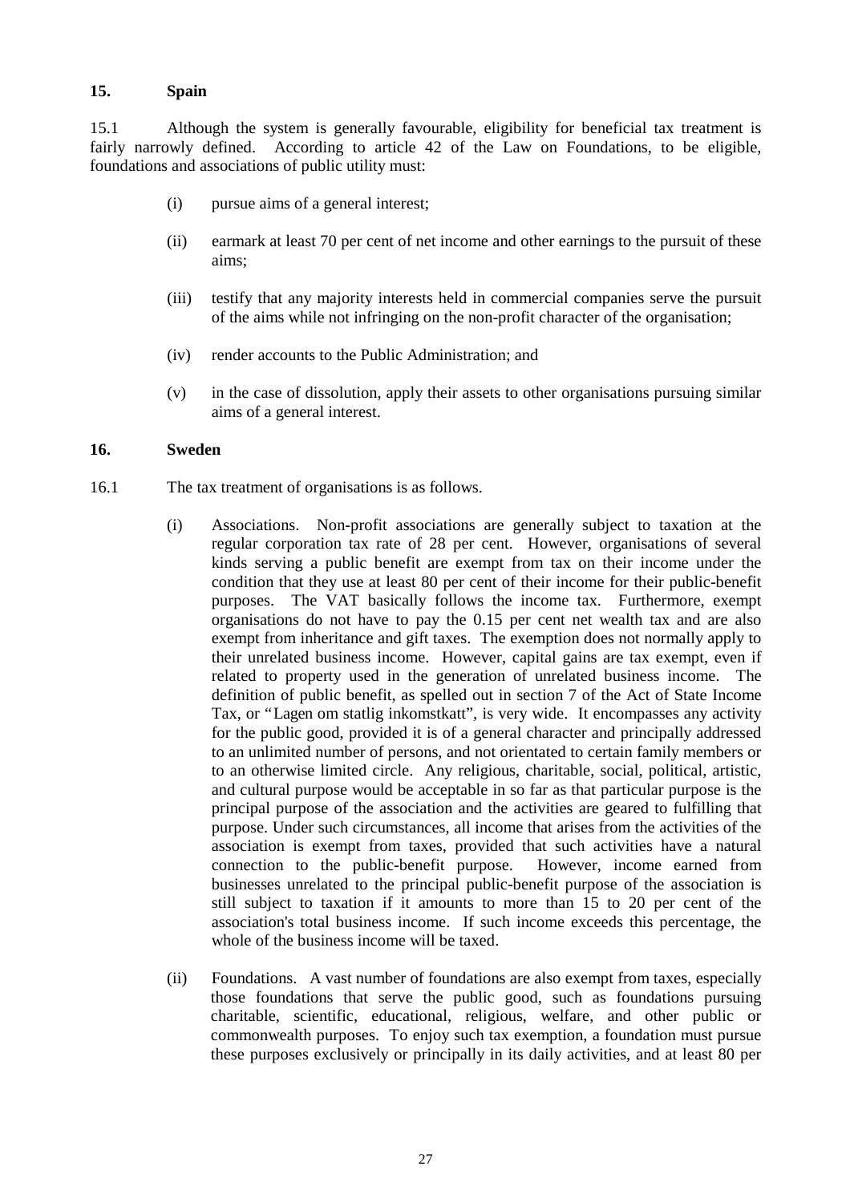## 15. Spain

15.1 Although the system is generally favourable, eligibility for beneficial tax treatment is fairly narrowly defined. According to article 42 of the Law on Foundations, to be eligible, foundations and associations of public utility must:

- (i) pursue aims of a general interest;
- (ii) earmark at least 70 per cent of net income and other earnings to the pursuit of these aims;
- (iii) testify that any majority interests held in commercial companies serve the pursuit of the aims while not infringing on the non-profit character of the organisation;
- (iv) render accounts to the Public Administration; and
- (v) in the case of dissolution, apply their assets to other organisations pursuing similar aims of a general interest.

## 16. Sweden

16.1 The tax treatment of organisations is as follows.

- (i) Associations. Non-profit associations are generally subject to taxation at the regular corporation tax rate of 28 per cent. However, organisations of several kinds serving a public benefit are exempt from tax on their income under the condition that they use at least 80 per cent of their income for their public-benefit purposes. The VAT basically follows the income tax. Furthermore, exempt organisations do not have to pay the 0.15 per cent net wealth tax and are also exempt from inheritance and gift taxes. The exemption does not normally apply to their unrelated business income. However, capital gains are tax exempt, even if related to property used in the generation of unrelated business income. The definition of public benefit, as spelled out in section 7 of the Act of State Income Tax, or "Lagen om statlig inkomstkatt", is very wide. It encompasses any activity for the public good, provided it is of a general character and principally addressed to an unlimited number of persons, and not orientated to certain family members or to an otherwise limited circle. Any religious, charitable, social, political, artistic, and cultural purpose would be acceptable in so far as that particular purpose is the principal purpose of the association and the activities are geared to fulfilling that purpose. Under such circumstances, all income that arises from the activities of the association is exempt from taxes, provided that such activities have a natural connection to the public-benefit purpose. However, income earned from businesses unrelated to the principal public-benefit purpose of the association is still subject to taxation if it amounts to more than 15 to 20 per cent of the association's total business income. If such income exceeds this percentage, the whole of the business income will be taxed.

- (ii) Foundations. A vast number of foundations are also exempt from taxes, especially those foundations that serve the public good, such as foundations pursuing charitable, scientific, educational, religious, welfare, and other public or commonwealth purposes. To enjoy such tax exemption, a foundation must pursue these purposes exclusively or principally in its daily activities, and at least 80 per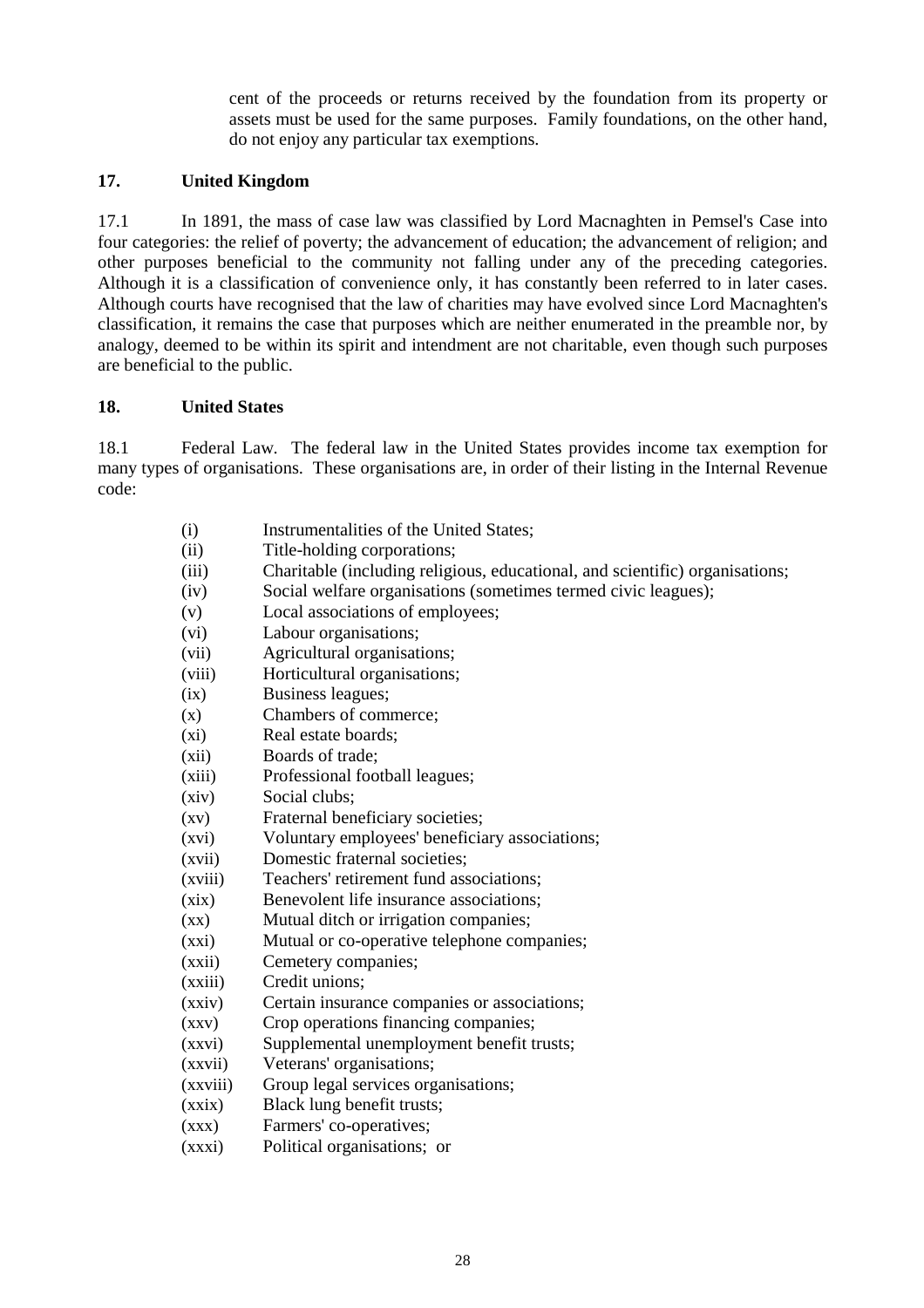cent of the proceeds or returns received by the foundation from its property or assets must be used for the same purposes. Family foundations, on the other hand, do not enjoy any particular tax exemptions.

## 17. United Kingdom

17.1 In 1891, the mass of case law was classified by Lord Macnaghten in Pemsel's Case into four categories: the relief of poverty; the advancement of education; the advancement of religion; and other purposes beneficial to the community not falling under any of the preceding categories. Although it is a classification of convenience only, it has constantly been referred to in later cases. Although courts have recognised that the law of charities may have evolved since Lord Macnaghten's classification, it remains the case that purposes which are neither enumerated in the preamble nor, by analogy, deemed to be within its spirit and intendment are not charitable, even though such purposes are beneficial to the public.

## 18. United States

18.1 Federal Law. The federal law in the United States provides income tax exemption for many types of organisations. These organisations are, in order of their listing in the Internal Revenue code:

- (i) Instrumentalities of the United States;
- (ii) Title-holding corporations;
- (iii) Charitable (including religious, educational, and scientific) organisations;
- (iv) Social welfare organisations (sometimes termed civic leagues);
- (v) Local associations of employees;
- (vi) Labour organisations;
- (vii) Agricultural organisations;
- (viii) Horticultural organisations;
- (ix) Business leagues;
- (x) Chambers of commerce;
- (xi) Real estate boards;
- (xii) Boards of trade;
- (xiii) Professional football leagues;
- (xiv) Social clubs;
- (xv) Fraternal beneficiary societies;
- (xvi) Voluntary employees' beneficiary associations;
- (xvii) Domestic fraternal societies;
- (xviii) Teachers' retirement fund associations;
- (xix) Benevolent life insurance associations;
- (xx) Mutual ditch or irrigation companies;
- (xxi) Mutual or co-operative telephone companies;
- (xxii) Cemetery companies;
- (xxiii) Credit unions;
- (xxiv) Certain insurance companies or associations;
- (xxv) Crop operations financing companies;
- (xxvi) Supplemental unemployment benefit trusts;
- (xxvii) Veterans' organisations;
- (xxviii) Group legal services organisations;
- (xxix) Black lung benefit trusts;
- (xxx) Farmers' co-operatives;
- (xxxi) Political organisations; or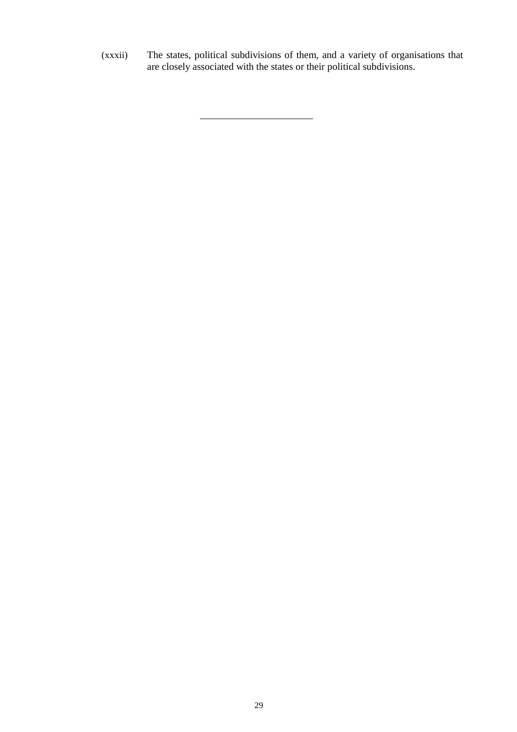(xxxii) The states, political subdivisions of them, and a variety of organisations that are closely associated with the states or their political subdivisions.

---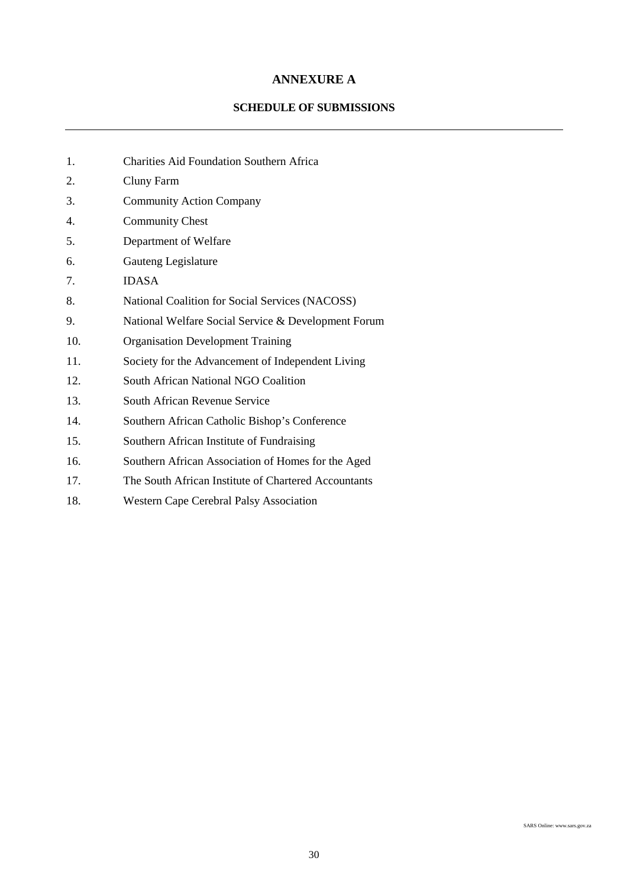# ANNEXURE A

## SCHEDULE OF SUBMISSIONS

---

1. Charities Aid Foundation Southern Africa
2. Cluny Farm
3. Community Action Company
4. Community Chest
5. Department of Welfare
6. Gauteng Legislature
7. IDASA
8. National Coalition for Social Services (NACOSS)
9. National Welfare Social Service & Development Forum
10. Organisation Development Training
11. Society for the Advancement of Independent Living
12. South African National NGO Coalition
13. South African Revenue Service
14. Southern African Catholic Bishop's Conference
15. Southern African Institute of Fundraising
16. Southern African Association of Homes for the Aged
17. The South African Institute of Chartered Accountants
18. Western Cape Cerebral Palsy Association